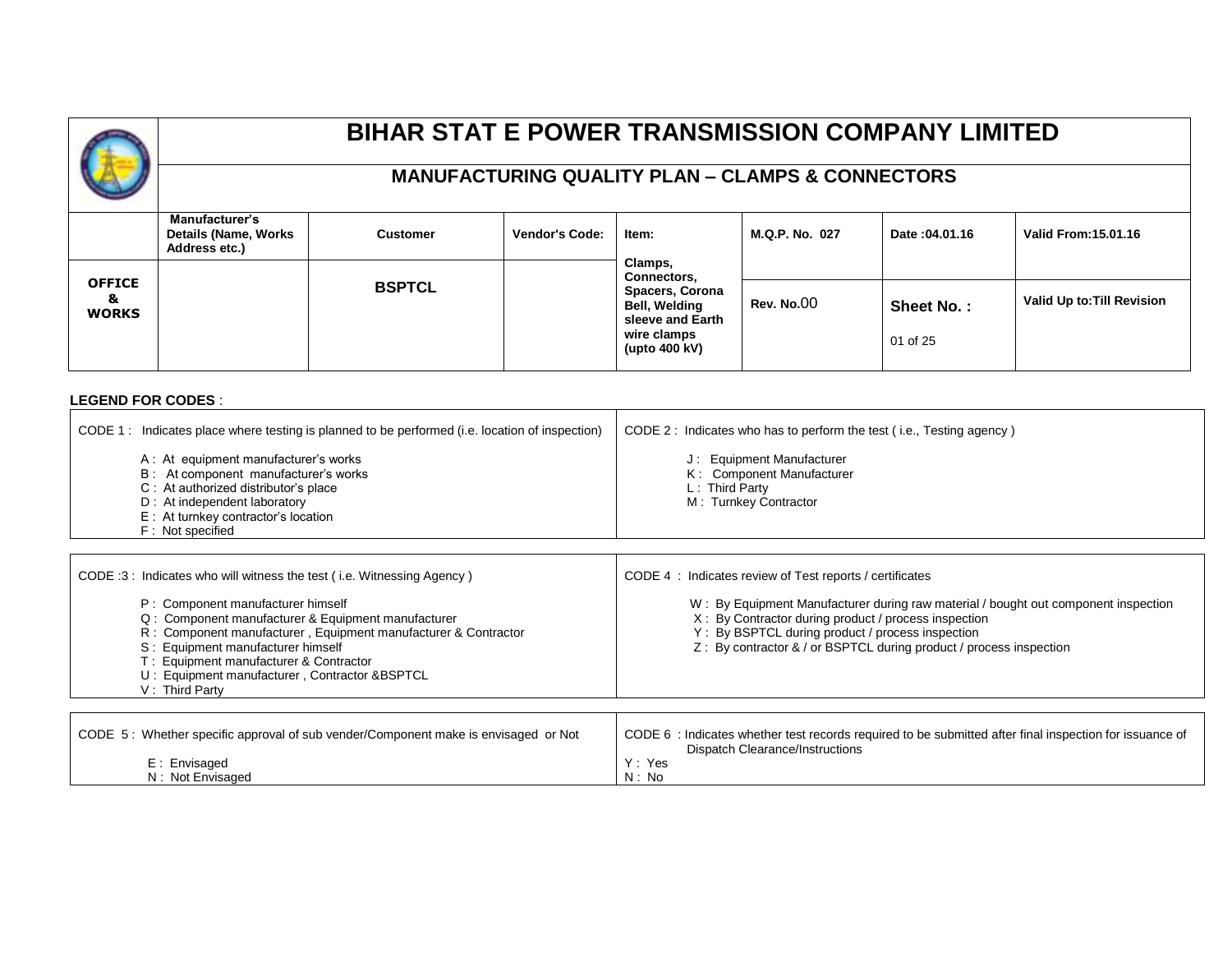# BIHAR STAT E POWER TRANSMISSION COMPANY LIMITED

## MANUFACTURING QUALITY PLAN – CLAMPS & CONNECTORS

| | Manufacturer's Details (Name, Works Address etc.) | Customer | Vendor's Code: | Item: Clamps, Connectors, Spacers, Corona Bell, Welding sleeve and Earth wire clamps (upto 400 kV) | M.Q.P. No. 027 | Date :04.01.16 | Valid From:15.01.16 |
|---|---|---|---|---|---|---|---|
| **OFFICE & WORKS** | | **BSPTCL** | | | Rev. No.00 | **Sheet No. :** 01 of 25 | Valid Up to:Till Revision |

**LEGEND FOR CODES** :

| CODE 1 : Indicates place where testing is planned to be performed (i.e. location of inspection) | CODE 2 : Indicates who has to perform the test ( i.e., Testing agency ) |
|---|---|
| A : At equipment manufacturer's works<br>B : At component manufacturer's works<br>C : At authorized distributor's place<br>D : At independent laboratory<br>E : At turnkey contractor's location<br>F : Not specified | J : Equipment Manufacturer<br>K : Component Manufacturer<br>L : Third Party<br>M : Turnkey Contractor |

| CODE :3 : Indicates who will witness the test ( i.e. Witnessing Agency ) | CODE 4 : Indicates review of Test reports / certificates |
|---|---|
| P : Component manufacturer himself<br>Q : Component manufacturer & Equipment manufacturer<br>R : Component manufacturer , Equipment manufacturer & Contractor<br>S : Equipment manufacturer himself<br>T : Equipment manufacturer & Contractor<br>U : Equipment manufacturer , Contractor &BSPTCL<br>V : Third Party | W : By Equipment Manufacturer during raw material / bought out component inspection<br>X : By Contractor during product / process inspection<br>Y : By BSPTCL during product / process inspection<br>Z : By contractor & / or BSPTCL during product / process inspection |

| CODE 5 : Whether specific approval of sub vender/Component make is envisaged or Not | CODE 6 : Indicates whether test records required to be submitted after final inspection for issuance of Dispatch Clearance/Instructions |
|---|---|
| E : Envisaged<br>N : Not Envisaged | Y : Yes<br>N : No |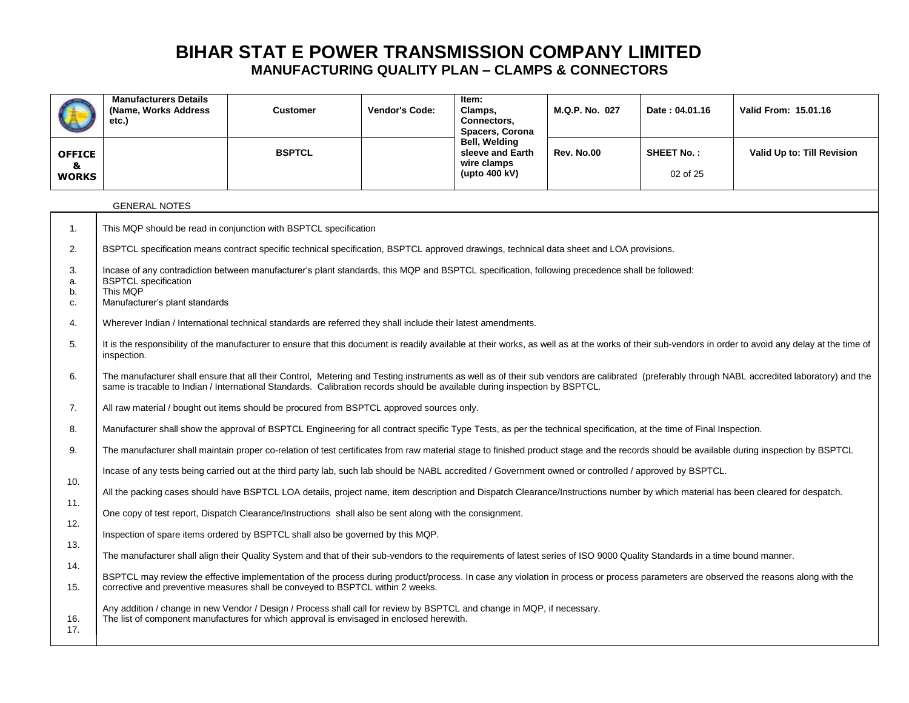# BIHAR STAT E POWER TRANSMISSION COMPANY LIMITED

## MANUFACTURING QUALITY PLAN – CLAMPS & CONNECTORS

| | Manufacturers Details (Name, Works Address etc.) | Customer | Vendor's Code: | Item: Clamps, Connectors, Spacers, Corona Bell, Welding sleeve and Earth wire clamps (upto 400 kV) | M.Q.P. No. 027 | Date : 04.01.16 | Valid From: 15.01.16 |
|---|---|---|---|---|---|---|---|
| OFFICE & WORKS | | BSPTCL | | | Rev. No.00 | SHEET No. : 02 of 25 | Valid Up to: Till Revision |

GENERAL NOTES

1. This MQP should be read in conjunction with BSPTCL specification
2. BSPTCL specification means contract specific technical specification, BSPTCL approved drawings, technical data sheet and LOA provisions.
3. Incase of any contradiction between manufacturer's plant standards, this MQP and BSPTCL specification, following precedence shall be followed:
   a. BSPTCL specification
   b. This MQP
   c. Manufacturer's plant standards
4. Wherever Indian / International technical standards are referred they shall include their latest amendments.
5. It is the responsibility of the manufacturer to ensure that this document is readily available at their works, as well as at the works of their sub-vendors in order to avoid any delay at the time of inspection.
6. The manufacturer shall ensure that all their Control, Metering and Testing instruments as well as of their sub vendors are calibrated (preferably through NABL accredited laboratory) and the same is tracable to Indian / International Standards. Calibration records should be available during inspection by BSPTCL.
7. All raw material / bought out items should be procured from BSPTCL approved sources only.
8. Manufacturer shall show the approval of BSPTCL Engineering for all contract specific Type Tests, as per the technical specification, at the time of Final Inspection.
9. The manufacturer shall maintain proper co-relation of test certificates from raw material stage to finished product stage and the records should be available during inspection by BSPTCL
10. Incase of any tests being carried out at the third party lab, such lab should be NABL accredited / Government owned or controlled / approved by BSPTCL.
11. All the packing cases should have BSPTCL LOA details, project name, item description and Dispatch Clearance/Instructions number by which material has been cleared for despatch.
12. One copy of test report, Dispatch Clearance/Instructions shall also be sent along with the consignment.
13. Inspection of spare items ordered by BSPTCL shall also be governed by this MQP.
14. The manufacturer shall align their Quality System and that of their sub-vendors to the requirements of latest series of ISO 9000 Quality Standards in a time bound manner.
15. BSPTCL may review the effective implementation of the process during product/process. In case any violation in process or process parameters are observed the reasons along with the corrective and preventive measures shall be conveyed to BSPTCL within 2 weeks.
16. Any addition / change in new Vendor / Design / Process shall call for review by BSPTCL and change in MQP, if necessary.
17. The list of component manufactures for which approval is envisaged in enclosed herewith.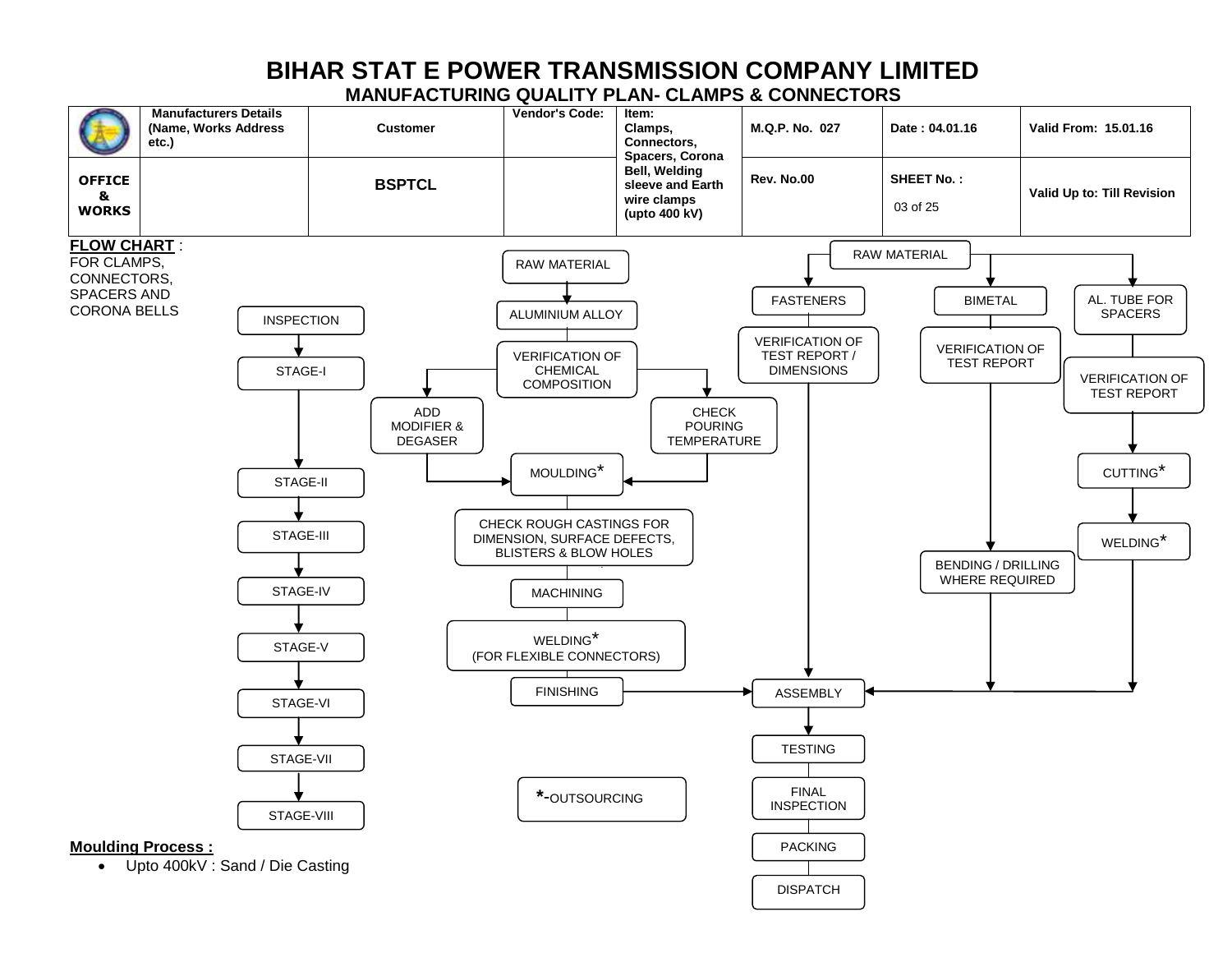# BIHAR STAT E POWER TRANSMISSION COMPANY LIMITED

## MANUFACTURING QUALITY PLAN- CLAMPS & CONNECTORS

| | Manufacturers Details (Name, Works Address etc.) | Customer | Vendor's Code: | Item: Clamps, Connectors, Spacers, Corona Bell, Welding sleeve and Earth wire clamps (upto 400 kV) | M.Q.P. No. 027 | Date : 04.01.16 | Valid From: 15.01.16 |
|---|---|---|---|---|---|---|---|
| OFFICE & WORKS | | BSPTCL | | | Rev. No.00 | SHEET No. : 03 of 25 | Valid Up to: Till Revision |

**FLOW CHART** :

FOR CLAMPS, CONNECTORS, SPACERS AND CORONA BELLS

INSPECTION

- STAGE-I
- STAGE-II
- STAGE-III
- STAGE-IV
- STAGE-V
- STAGE-VI
- STAGE-VII
- STAGE-VIII

RAW MATERIAL → ALUMINIUM ALLOY → VERIFICATION OF CHEMICAL COMPOSITION → (ADD MODIFIER & DEGASER / CHECK POURING TEMPERATURE) → MOULDING* → CHECK ROUGH CASTINGS FOR DIMENSION, SURFACE DEFECTS, BLISTERS & BLOW HOLES → MACHINING → WELDING* (FOR FLEXIBLE CONNECTORS) → FINISHING → ASSEMBLY

RAW MATERIAL:

- FASTENERS → VERIFICATION OF TEST REPORT / DIMENSIONS → ASSEMBLY
- BIMETAL → VERIFICATION OF TEST REPORT → BENDING / DRILLING WHERE REQUIRED → ASSEMBLY
- AL. TUBE FOR SPACERS → VERIFICATION OF TEST REPORT → CUTTING* → WELDING* → ASSEMBLY

ASSEMBLY → TESTING → FINAL INSPECTION → PACKING → DISPATCH

*-OUTSOURCING

**Moulding Process :**

- Upto 400kV : Sand / Die Casting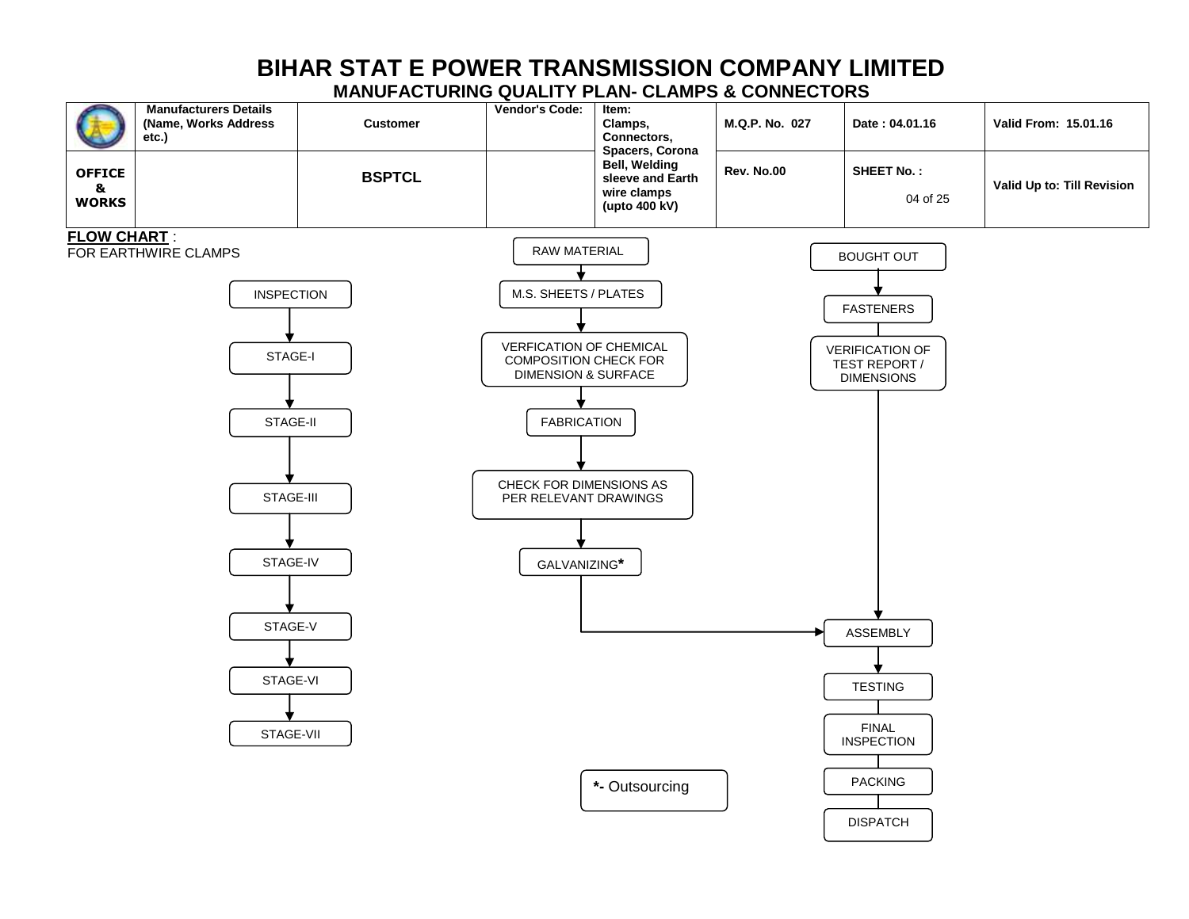# BIHAR STAT E POWER TRANSMISSION COMPANY LIMITED

## MANUFACTURING QUALITY PLAN- CLAMPS & CONNECTORS

| | Manufacturers Details (Name, Works Address etc.) | Customer | Vendor's Code: | Item: Clamps, Connectors, Spacers, Corona Bell, Welding sleeve and Earth wire clamps (upto 400 kV) | M.Q.P. No. 027 | Date : 04.01.16 | Valid From: 15.01.16 |
|---|---|---|---|---|---|---|---|
| OFFICE & WORKS | | BSPTCL | | | Rev. No.00 | SHEET No. : 04 of 25 | Valid Up to: Till Revision |

**FLOW CHART** :

FOR EARTHWIRE CLAMPS

INSPECTION → STAGE-I → STAGE-II → STAGE-III → STAGE-IV → STAGE-V → STAGE-VI → STAGE-VII

RAW MATERIAL → M.S. SHEETS / PLATES (STAGE-I) → VERFICATION OF CHEMICAL COMPOSITION CHECK FOR DIMENSION & SURFACE → FABRICATION (STAGE-II) → CHECK FOR DIMENSIONS AS PER RELEVANT DRAWINGS (STAGE-III) → GALVANIZING* (STAGE-IV) → ASSEMBLY

BOUGHT OUT → FASTENERS → VERIFICATION OF TEST REPORT / DIMENSIONS → ASSEMBLY

ASSEMBLY (STAGE-V) → TESTING (STAGE-VI) → FINAL INSPECTION (STAGE-VII) → PACKING → DISPATCH

***-** Outsourcing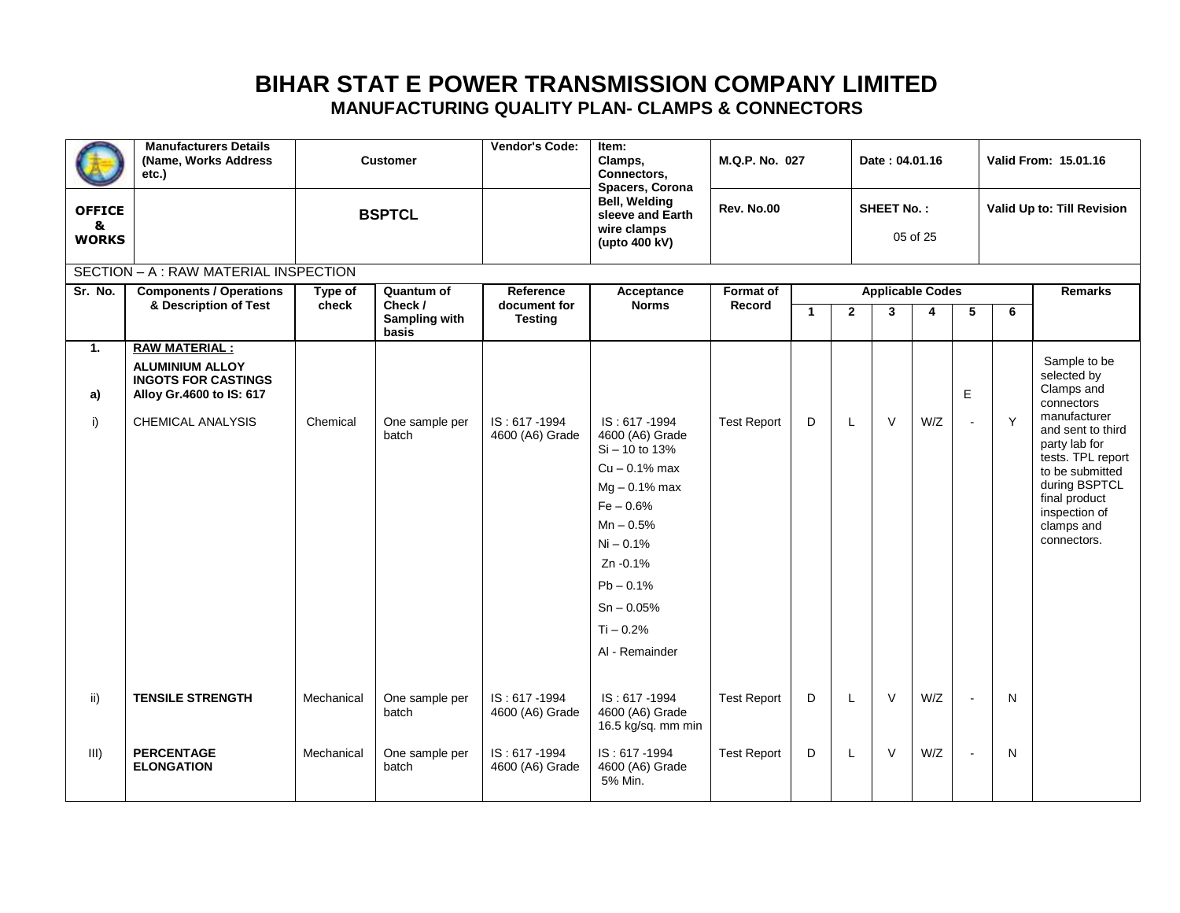# BIHAR STAT E POWER TRANSMISSION COMPANY LIMITED

## MANUFACTURING QUALITY PLAN- CLAMPS & CONNECTORS

| | Manufacturers Details (Name, Works Address etc.) | Customer | Vendor's Code: | Item: Clamps, Connectors, Spacers, Corona Bell, Welding sleeve and Earth wire clamps (upto 400 kV) | M.Q.P. No. 027 | Date : 04.01.16 | Valid From: 15.01.16 |
|---|---|---|---|---|---|---|---|
| OFFICE & WORKS | | BSPTCL | | | Rev. No.00 | SHEET No. : 05 of 25 | Valid Up to: Till Revision |

SECTION – A : RAW MATERIAL INSPECTION

| Sr. No. | Components / Operations & Description of Test | Type of check | Quantum of Check / Sampling with basis | Reference document for Testing | Acceptance Norms | Format of Record | Applicable Codes | | | | | | Remarks |
|---|---|---|---|---|---|---|---|---|---|---|---|---|---|
| | | | | | | | 1 | 2 | 3 | 4 | 5 | 6 | |
| 1. | **RAW MATERIAL :** | | | | | | | | | | | | |
| a) | **ALUMINIUM ALLOY INGOTS FOR CASTINGS Alloy Gr.4600 to IS: 617** | | | | | | | | | | E | | |
| i) | CHEMICAL ANALYSIS | Chemical | One sample per batch | IS : 617 -1994 4600 (A6) Grade | IS : 617 -1994 4600 (A6) Grade Si – 10 to 13% Cu – 0.1% max Mg – 0.1% max Fe – 0.6% Mn – 0.5% Ni – 0.1% Zn -0.1% Pb – 0.1% Sn – 0.05% Ti – 0.2% Al - Remainder | Test Report | D | L | V | W/Z | - | Y | Sample to be selected by Clamps and connectors manufacturer and sent to third party lab for tests. TPL report to be submitted during BSPTCL final product inspection of clamps and connectors. |
| ii) | **TENSILE STRENGTH** | Mechanical | One sample per batch | IS : 617 -1994 4600 (A6) Grade | IS : 617 -1994 4600 (A6) Grade 16.5 kg/sq. mm min | Test Report | D | L | V | W/Z | - | N | |
| III) | **PERCENTAGE ELONGATION** | Mechanical | One sample per batch | IS : 617 -1994 4600 (A6) Grade | IS : 617 -1994 4600 (A6) Grade 5% Min. | Test Report | D | L | V | W/Z | - | N | |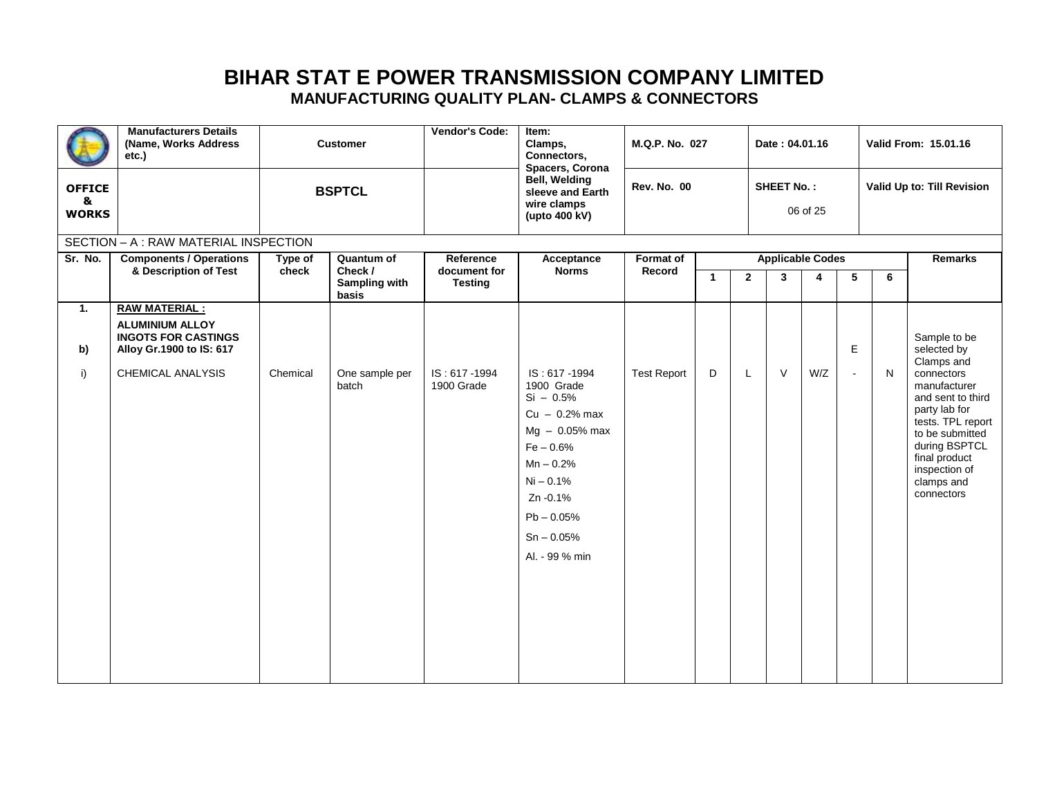# BIHAR STAT E POWER TRANSMISSION COMPANY LIMITED

## MANUFACTURING QUALITY PLAN- CLAMPS & CONNECTORS

| | Manufacturers Details (Name, Works Address etc.) | Customer | Vendor's Code: | Item: Clamps, Connectors, Spacers, Corona Bell, Welding sleeve and Earth wire clamps (upto 400 kV) | M.Q.P. No. 027 | Date : 04.01.16 | Valid From: 15.01.16 |
|---|---|---|---|---|---|---|---|
| **OFFICE & WORKS** | | **BSPTCL** | | | Rev. No. 00 | SHEET No. : 06 of 25 | Valid Up to: Till Revision |

SECTION – A : RAW MATERIAL INSPECTION

| Sr. No. | Components / Operations & Description of Test | Type of check | Quantum of Check / Sampling with basis | Reference document for Testing | Acceptance Norms | Format of Record | Applicable Codes | | | | | | Remarks |
|---|---|---|---|---|---|---|---|---|---|---|---|---|---|
| | | | | | | | 1 | 2 | 3 | 4 | 5 | 6 | |
| **1.** | **RAW MATERIAL :** | | | | | | | | | | | | |
| **b)** | **ALUMINIUM ALLOY INGOTS FOR CASTINGS Alloy Gr.1900 to IS: 617** | | | | | | | | | | E | | |
| i) | CHEMICAL ANALYSIS | Chemical | One sample per batch | IS : 617 -1994 1900 Grade | IS : 617 -1994 1900 Grade<br>Si – 0.5%<br>Cu – 0.2% max<br>Mg – 0.05% max<br>Fe – 0.6%<br>Mn – 0.2%<br>Ni – 0.1%<br>Zn -0.1%<br>Pb – 0.05%<br>Sn – 0.05%<br>Al. - 99 % min | Test Report | D | L | V | W/Z | - | N | Sample to be selected by Clamps and connectors manufacturer and sent to third party lab for tests. TPL report to be submitted during BSPTCL final product inspection of clamps and connectors |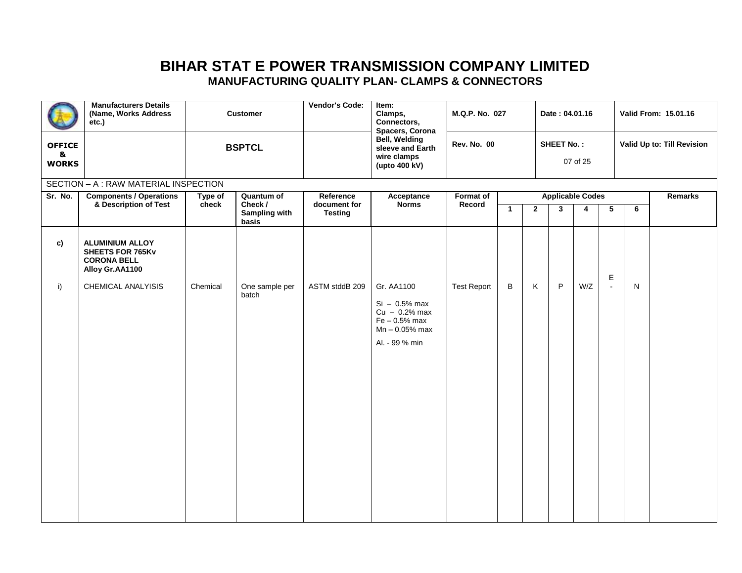# BIHAR STAT E POWER TRANSMISSION COMPANY LIMITED

## MANUFACTURING QUALITY PLAN- CLAMPS & CONNECTORS

| | Manufacturers Details (Name, Works Address etc.) | Customer | Vendor's Code: | Item: Clamps, Connectors, Spacers, Corona Bell, Welding sleeve and Earth wire clamps (upto 400 kV) | M.Q.P. No. 027 | Date : 04.01.16 | Valid From: 15.01.16 |
|---|---|---|---|---|---|---|---|
| **OFFICE & WORKS** | | **BSPTCL** | | | Rev. No. 00 | SHEET No. : 07 of 25 | Valid Up to: Till Revision |

SECTION – A : RAW MATERIAL INSPECTION

| Sr. No. | Components / Operations & Description of Test | Type of check | Quantum of Check / Sampling with basis | Reference document for Testing | Acceptance Norms | Format of Record | Applicable Codes | | | | | | Remarks |
|---|---|---|---|---|---|---|---|---|---|---|---|---|---|
| | | | | | | | 1 | 2 | 3 | 4 | 5 | 6 | |
| **c)** | **ALUMINIUM ALLOY SHEETS FOR 765Kv CORONA BELL Alloy Gr.AA1100** | | | | | | | | | | | | |
| i) | CHEMICAL ANALYISIS | Chemical | One sample per batch | ASTM stddB 209 | Gr. AA1100<br>Si – 0.5% max<br>Cu – 0.2% max<br>Fe – 0.5% max<br>Mn – 0.05% max<br>Al. - 99 % min | Test Report | B | K | P | W/Z | E<br>- | N | |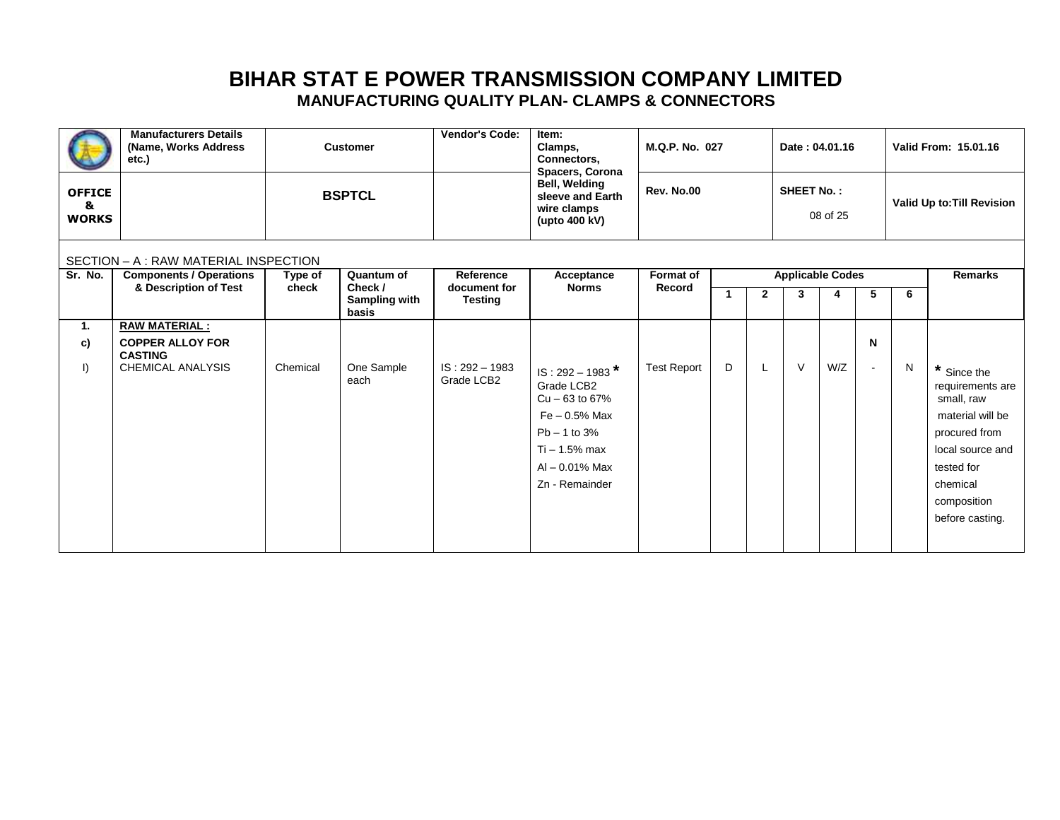# BIHAR STAT E POWER TRANSMISSION COMPANY LIMITED

## MANUFACTURING QUALITY PLAN- CLAMPS & CONNECTORS

| | Manufacturers Details (Name, Works Address etc.) | Customer | Vendor's Code: | Item: Clamps, Connectors, Spacers, Corona Bell, Welding sleeve and Earth wire clamps (upto 400 kV) | M.Q.P. No. 027 | Date : 04.01.16 | Valid From: 15.01.16 |
|---|---|---|---|---|---|---|---|
| OFFICE & WORKS | | BSPTCL | | | Rev. No.00 | SHEET No. : 08 of 25 | Valid Up to:Till Revision |

SECTION – A : RAW MATERIAL INSPECTION

| Sr. No. | Components / Operations & Description of Test | Type of check | Quantum of Check / Sampling with basis | Reference document for Testing | Acceptance Norms | Format of Record | Applicable Codes | | | | | | Remarks |
|---|---|---|---|---|---|---|---|---|---|---|---|---|---|
| | | | | | | | 1 | 2 | 3 | 4 | 5 | 6 | |
| 1. | **RAW MATERIAL :** | | | | | | | | | | | | |
| c) | **COPPER ALLOY FOR CASTING** | | | | | | | | | | N | | |
| I) | CHEMICAL ANALYSIS | Chemical | One Sample each | IS : 292 – 1983 Grade LCB2 | IS : 292 – 1983 * Grade LCB2<br>Cu – 63 to 67%<br>Fe – 0.5% Max<br>Pb – 1 to 3%<br>Ti – 1.5% max<br>Al – 0.01% Max<br>Zn - Remainder | Test Report | D | L | V | W/Z | - | N | * Since the requirements are small, raw material will be procured from local source and tested for chemical composition before casting. |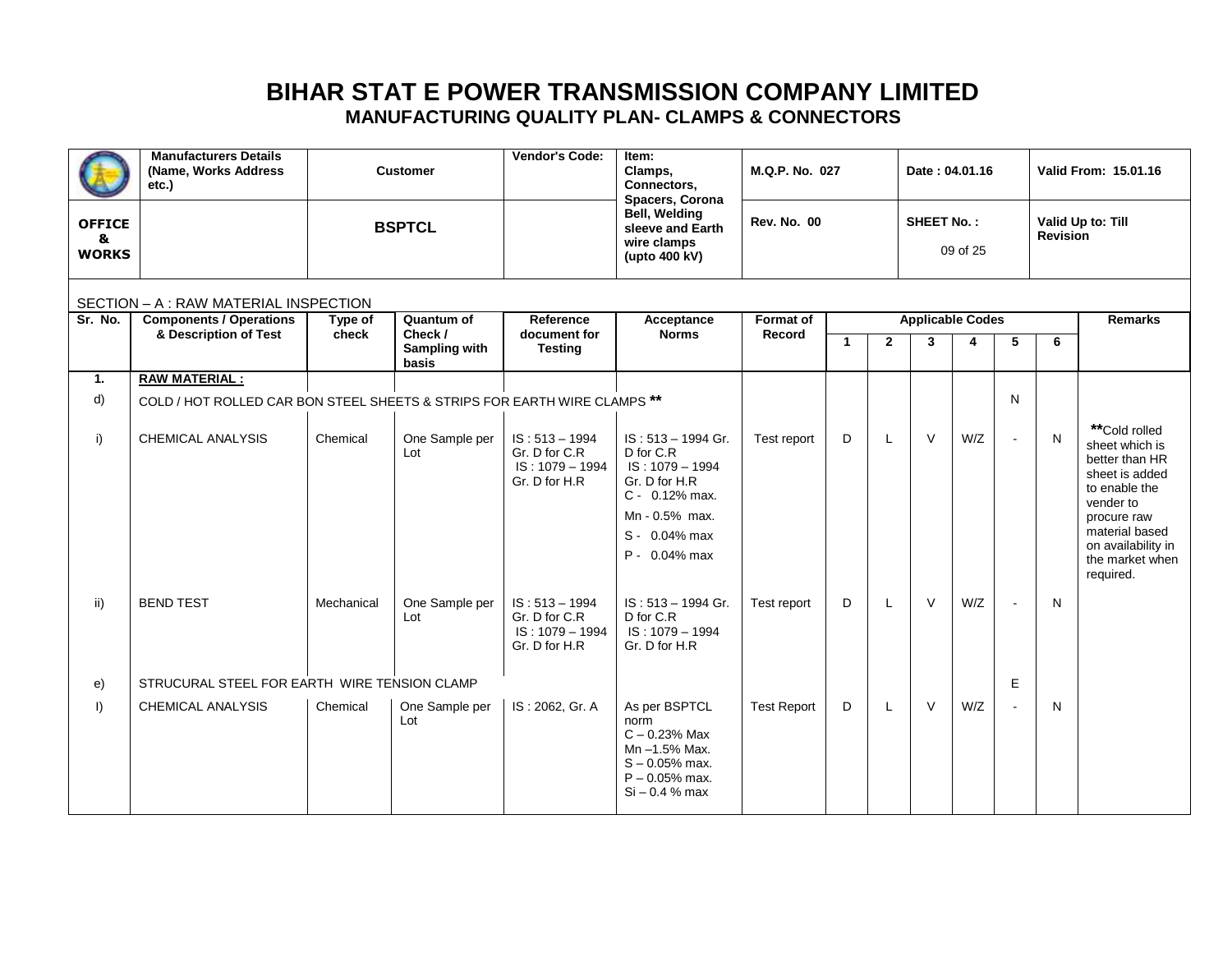# BIHAR STAT E POWER TRANSMISSION COMPANY LIMITED

## MANUFACTURING QUALITY PLAN- CLAMPS & CONNECTORS

| | Manufacturers Details (Name, Works Address etc.) | Customer | Vendor's Code: | Item: Clamps, Connectors, Spacers, Corona Bell, Welding sleeve and Earth wire clamps (upto 400 kV) | M.Q.P. No. 027 | Date : 04.01.16 | Valid From: 15.01.16 |
|---|---|---|---|---|---|---|---|
| **OFFICE & WORKS** | | **BSPTCL** | | | Rev. No. 00 | SHEET No. : 09 of 25 | Valid Up to: Till Revision |

SECTION – A : RAW MATERIAL INSPECTION

| Sr. No. | Components / Operations & Description of Test | Type of check | Quantum of Check / Sampling with basis | Reference document for Testing | Acceptance Norms | Format of Record | Applicable Codes | | | | | | Remarks |
|---|---|---|---|---|---|---|---|---|---|---|---|---|---|
| | | | | | | | 1 | 2 | 3 | 4 | 5 | 6 | |
| **1.** | **RAW MATERIAL :** | | | | | | | | | | | | |
| d) | COLD / HOT ROLLED CAR BON STEEL SHEETS & STRIPS FOR EARTH WIRE CLAMPS ** | | | | | | | | | | N | | |
| i) | CHEMICAL ANALYSIS | Chemical | One Sample per Lot | IS : 513 – 1994 Gr. D for C.R IS : 1079 – 1994 Gr. D for H.R | IS : 513 – 1994 Gr. D for C.R IS : 1079 – 1994 Gr. D for H.R C - 0.12% max. Mn - 0.5% max. S - 0.04% max P - 0.04% max | Test report | D | L | V | W/Z | - | N | **Cold rolled sheet which is better than HR sheet is added to enable the vender to procure raw material based on availability in the market when required. |
| ii) | BEND TEST | Mechanical | One Sample per Lot | IS : 513 – 1994 Gr. D for C.R IS : 1079 – 1994 Gr. D for H.R | IS : 513 – 1994 Gr. D for C.R IS : 1079 – 1994 Gr. D for H.R | Test report | D | L | V | W/Z | - | N | |
| e) | STRUCURAL STEEL FOR EARTH WIRE TENSION CLAMP | | | | | | | | | | E | | |
| I) | CHEMICAL ANALYSIS | Chemical | One Sample per Lot | IS : 2062, Gr. A | As per BSPTCL norm C – 0.23% Max Mn –1.5% Max. S – 0.05% max. P – 0.05% max. Si – 0.4 % max | Test Report | D | L | V | W/Z | - | N | |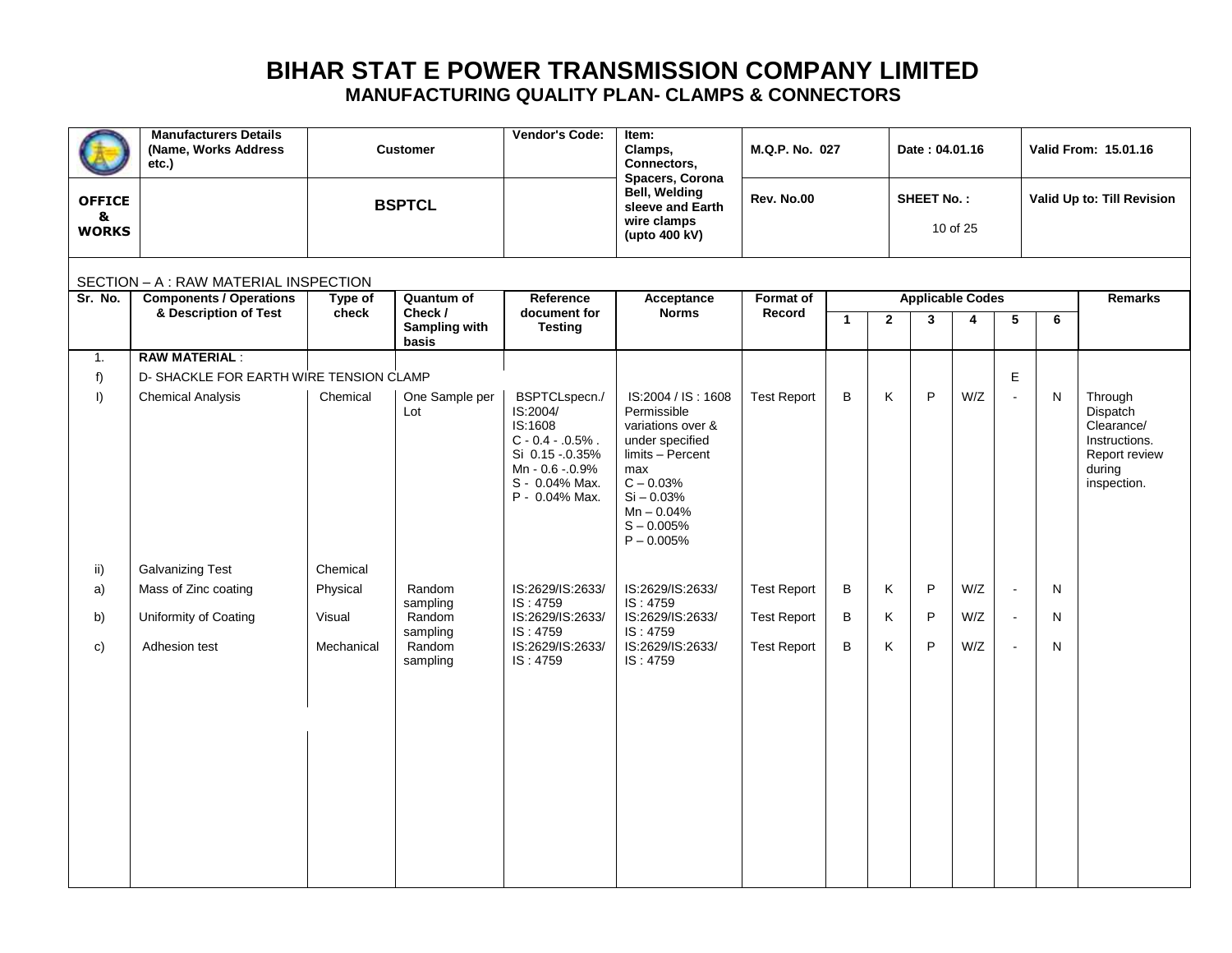# BIHAR STAT E POWER TRANSMISSION COMPANY LIMITED
## MANUFACTURING QUALITY PLAN- CLAMPS & CONNECTORS

| | Manufacturers Details (Name, Works Address etc.) | Customer | Vendor's Code: | Item: Clamps, Connectors, Spacers, Corona Bell, Welding sleeve and Earth wire clamps (upto 400 kV) | M.Q.P. No. 027 | Date : 04.01.16 | Valid From: 15.01.16 |
|---|---|---|---|---|---|---|---|
| OFFICE & WORKS | | BSPTCL | | | Rev. No.00 | SHEET No. : 10 of 25 | Valid Up to: Till Revision |

SECTION – A : RAW MATERIAL INSPECTION

| Sr. No. | Components / Operations & Description of Test | Type of check | Quantum of Check / Sampling with basis | Reference document for Testing | Acceptance Norms | Format of Record | Applicable Codes | | | | | | Remarks |
|---|---|---|---|---|---|---|---|---|---|---|---|---|---|
| | | | | | | | 1 | 2 | 3 | 4 | 5 | 6 | |
| 1. | **RAW MATERIAL** : | | | | | | | | | | | | |
| f) | D- SHACKLE FOR EARTH WIRE TENSION CLAMP | | | | | | | | | | E | | |
| I) | Chemical Analysis | Chemical | One Sample per Lot | BSPTCLspecn./ IS:2004/ IS:1608 C - 0.4 - .0.5% . Si 0.15 -.0.35% Mn - 0.6 -.0.9% S - 0.04% Max. P - 0.04% Max. | IS:2004 / IS : 1608 Permissible variations over & under specified limits – Percent max C – 0.03% Si – 0.03% Mn – 0.04% S – 0.005% P – 0.005% | Test Report | B | K | P | W/Z | - | N | Through Dispatch Clearance/ Instructions. Report review during inspection. |
| ii) | Galvanizing Test | Chemical | | | | | | | | | | | |
| a) | Mass of Zinc coating | Physical | Random sampling | IS:2629/IS:2633/ IS : 4759 | IS:2629/IS:2633/ IS : 4759 | Test Report | B | K | P | W/Z | - | N | |
| b) | Uniformity of Coating | Visual | Random sampling | IS:2629/IS:2633/ IS : 4759 | IS:2629/IS:2633/ IS : 4759 | Test Report | B | K | P | W/Z | - | N | |
| c) | Adhesion test | Mechanical | Random sampling | IS:2629/IS:2633/ IS : 4759 | IS:2629/IS:2633/ IS : 4759 | Test Report | B | K | P | W/Z | - | N | |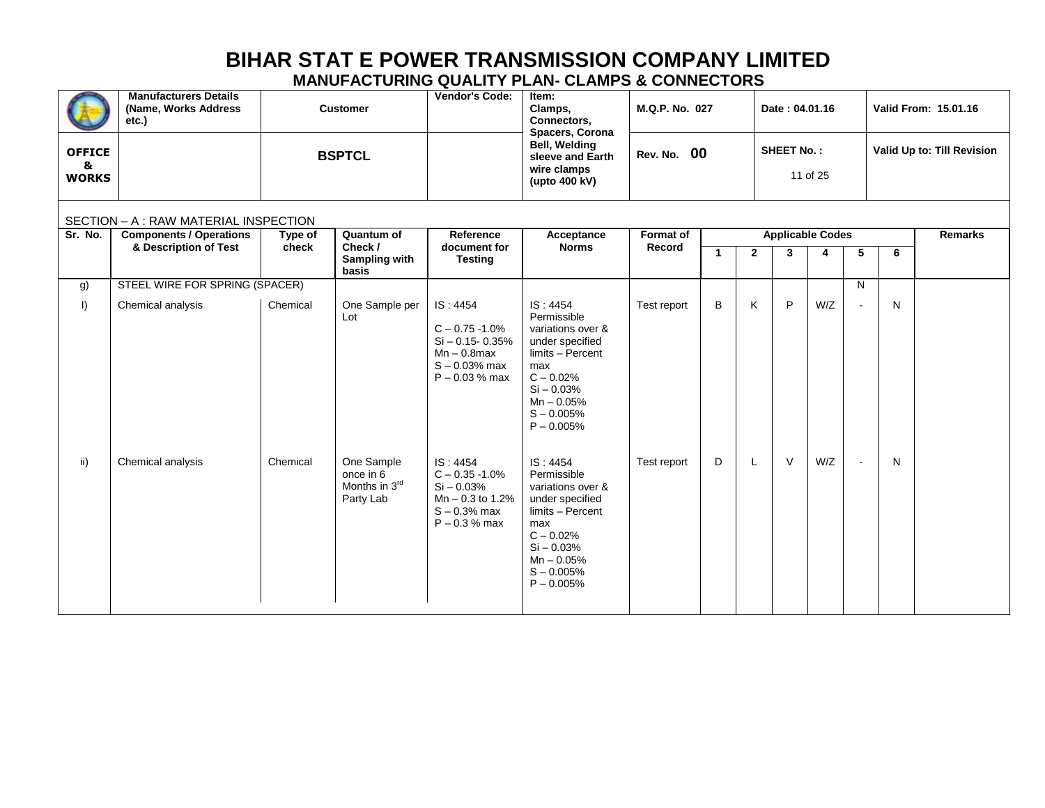# BIHAR STAT E POWER TRANSMISSION COMPANY LIMITED

## MANUFACTURING QUALITY PLAN- CLAMPS & CONNECTORS

| | Manufacturers Details (Name, Works Address etc.) | Customer | Vendor's Code: | Item: Clamps, Connectors, Spacers, Corona Bell, Welding sleeve and Earth wire clamps (upto 400 kV) | M.Q.P. No. 027 | Date : 04.01.16 | Valid From: 15.01.16 |
|---|---|---|---|---|---|---|---|
| OFFICE & WORKS | | BSPTCL | | | Rev. No. 00 | SHEET No. : 11 of 25 | Valid Up to: Till Revision |

SECTION – A : RAW MATERIAL INSPECTION

| Sr. No. | Components / Operations & Description of Test | Type of check | Quantum of Check / Sampling with basis | Reference document for Testing | Acceptance Norms | Format of Record | Applicable Codes 1 | 2 | 3 | 4 | 5 | 6 | Remarks |
|---|---|---|---|---|---|---|---|---|---|---|---|---|---|
| g) | STEEL WIRE FOR SPRING (SPACER) | | | | | | | | | | N | | |
| I) | Chemical analysis | Chemical | One Sample per Lot | IS : 4454<br>C – 0.75 -1.0%<br>Si – 0.15- 0.35%<br>Mn – 0.8max<br>S – 0.03% max<br>P – 0.03 % max | IS : 4454 Permissible variations over & under specified limits – Percent max<br>C – 0.02%<br>Si – 0.03%<br>Mn – 0.05%<br>S – 0.005%<br>P – 0.005% | Test report | B | K | P | W/Z | - | N | |
| ii) | Chemical analysis | Chemical | One Sample once in 6 Months in 3rd Party Lab | IS : 4454<br>C – 0.35 -1.0%<br>Si – 0.03%<br>Mn – 0.3 to 1.2%<br>S – 0.3% max<br>P – 0.3 % max | IS : 4454 Permissible variations over & under specified limits – Percent max<br>C – 0.02%<br>Si – 0.03%<br>Mn – 0.05%<br>S – 0.005%<br>P – 0.005% | Test report | D | L | V | W/Z | - | N | |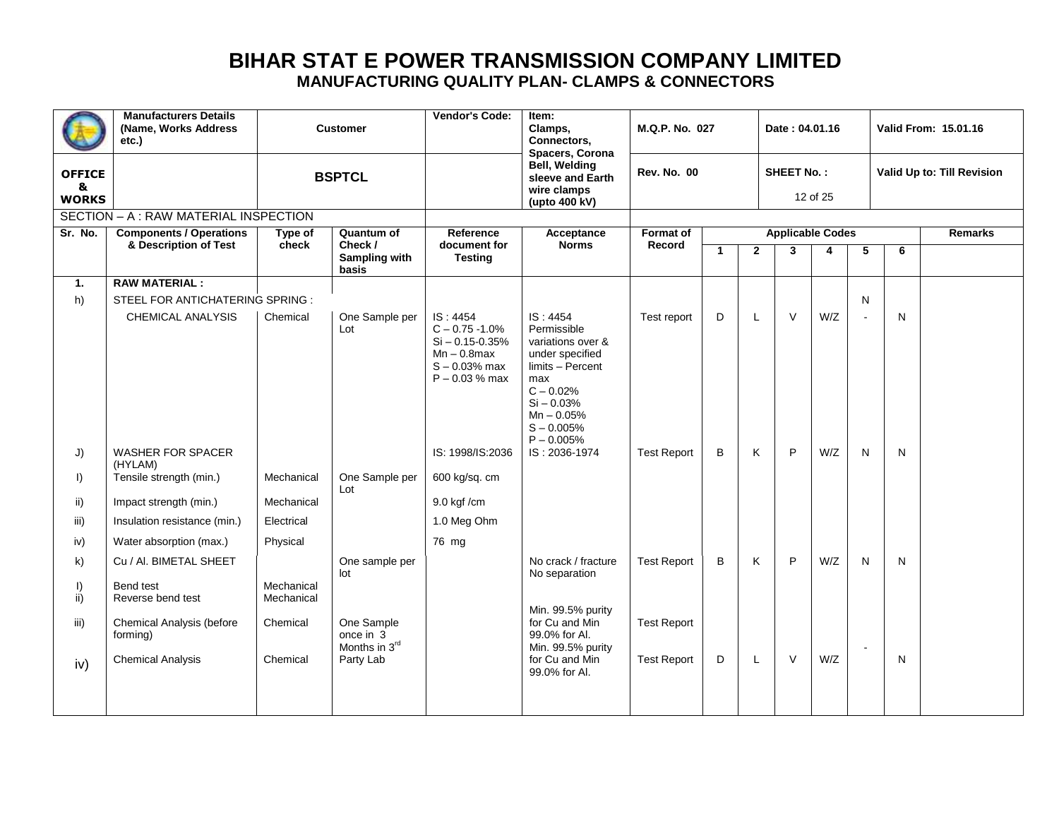# BIHAR STAT E POWER TRANSMISSION COMPANY LIMITED
## MANUFACTURING QUALITY PLAN- CLAMPS & CONNECTORS

| | Manufacturers Details (Name, Works Address etc.) | Customer | Vendor's Code: | Item: Clamps, Connectors, Spacers, Corona Bell, Welding sleeve and Earth wire clamps (upto 400 kV) | M.Q.P. No. 027 | Date : 04.01.16 | Valid From: 15.01.16 |
|---|---|---|---|---|---|---|---|
| OFFICE & WORKS | | BSPTCL | | | Rev. No. 00 | SHEET No. : 12 of 25 | Valid Up to: Till Revision |

SECTION – A : RAW MATERIAL INSPECTION

| Sr. No. | Components / Operations & Description of Test | Type of check | Quantum of Check / Sampling with basis | Reference document for Testing | Acceptance Norms | Format of Record | Applicable Codes | | | | | | Remarks |
|---|---|---|---|---|---|---|---|---|---|---|---|---|---|
| | | | | | | | 1 | 2 | 3 | 4 | 5 | 6 | |
| 1. | RAW MATERIAL : | | | | | | | | | | | | |
| h) | STEEL FOR ANTICHATERING SPRING : | | | | | | | | | | N | | |
| | CHEMICAL ANALYSIS | Chemical | One Sample per Lot | IS : 4454<br>C – 0.75 -1.0%<br>Si – 0.15-0.35%<br>Mn – 0.8max<br>S – 0.03% max<br>P – 0.03 % max | IS : 4454<br>Permissible variations over & under specified limits – Percent max<br>C – 0.02%<br>Si – 0.03%<br>Mn – 0.05%<br>S – 0.005%<br>P – 0.005% | Test report | D | L | V | W/Z | - | N | |
| J) | WASHER FOR SPACER (HYLAM) | | | IS: 1998/IS:2036 | IS : 2036-1974 | Test Report | B | K | P | W/Z | N | N | |
| I) | Tensile strength (min.) | Mechanical | One Sample per Lot | 600 kg/sq. cm | | | | | | | | | |
| ii) | Impact strength (min.) | Mechanical | | 9.0 kgf /cm | | | | | | | | | |
| iii) | Insulation resistance (min.) | Electrical | | 1.0 Meg Ohm | | | | | | | | | |
| iv) | Water absorption (max.) | Physical | | 76 mg | | | | | | | | | |
| k) | Cu / Al. BIMETAL SHEET | | One sample per lot | | No crack / fracture<br>No separation | Test Report | B | K | P | W/Z | N | N | |
| I)<br>ii) | Bend test<br>Reverse bend test | Mechanical<br>Mechanical | | | | | | | | | | | |
| iii) | Chemical Analysis (before forming) | Chemical | One Sample once in 3 Months in 3rd Party Lab | | Min. 99.5% purity for Cu and Min 99.0% for Al. | Test Report | | | | | | | |
| iv) | Chemical Analysis | Chemical | | | Min. 99.5% purity for Cu and Min 99.0% for Al. | Test Report | D | L | V | W/Z | - | N | |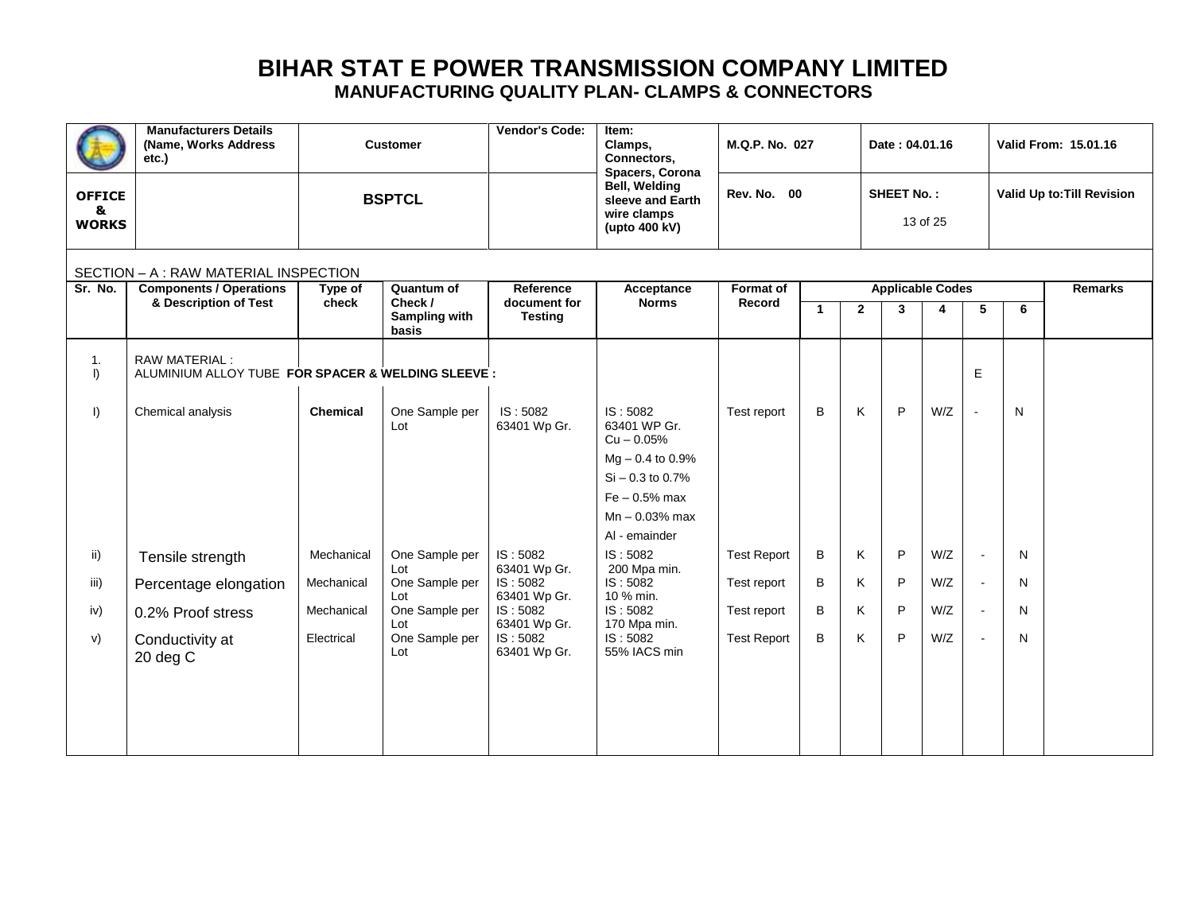# BIHAR STAT E POWER TRANSMISSION COMPANY LIMITED

## MANUFACTURING QUALITY PLAN- CLAMPS & CONNECTORS

| | Manufacturers Details (Name, Works Address etc.) | Customer | Vendor's Code: | Item: Clamps, Connectors, Spacers, Corona Bell, Welding sleeve and Earth wire clamps (upto 400 kV) | M.Q.P. No. 027 | Date : 04.01.16 | Valid From: 15.01.16 |
|---|---|---|---|---|---|---|---|
| **OFFICE & WORKS** | | **BSPTCL** | | | **Rev. No. 00** | **SHEET No. :** 13 of 25 | **Valid Up to:Till Revision** |

SECTION – A : RAW MATERIAL INSPECTION

| Sr. No. | Components / Operations & Description of Test | Type of check | Quantum of Check / Sampling with basis | Reference document for Testing | Acceptance Norms | Format of Record | Applicable Codes | | | | | | Remarks |
|---|---|---|---|---|---|---|---|---|---|---|---|---|---|
| | | | | | | | 1 | 2 | 3 | 4 | 5 | 6 | |
| 1. I) | RAW MATERIAL : ALUMINIUM ALLOY TUBE **FOR SPACER & WELDING SLEEVE :** | | | | | | | | | | E | | |
| I) | Chemical analysis | **Chemical** | One Sample per Lot | IS : 5082 63401 Wp Gr. | IS : 5082 63401 WP Gr. Cu – 0.05% Mg – 0.4 to 0.9% Si – 0.3 to 0.7% Fe – 0.5% max Mn – 0.03% max Al - emainder | Test report | B | K | P | W/Z | - | N | |
| ii) | Tensile strength | Mechanical | One Sample per Lot | IS : 5082 63401 Wp Gr. | IS : 5082 200 Mpa min. | Test Report | B | K | P | W/Z | - | N | |
| iii) | Percentage elongation | Mechanical | One Sample per Lot | IS : 5082 63401 Wp Gr. | IS : 5082 10 % min. | Test report | B | K | P | W/Z | - | N | |
| iv) | 0.2% Proof stress | Mechanical | One Sample per Lot | IS : 5082 63401 Wp Gr. | IS : 5082 170 Mpa min. | Test report | B | K | P | W/Z | - | N | |
| v) | Conductivity at 20 deg C | Electrical | One Sample per Lot | IS : 5082 63401 Wp Gr. | IS : 5082 55% IACS min | Test Report | B | K | P | W/Z | - | N | |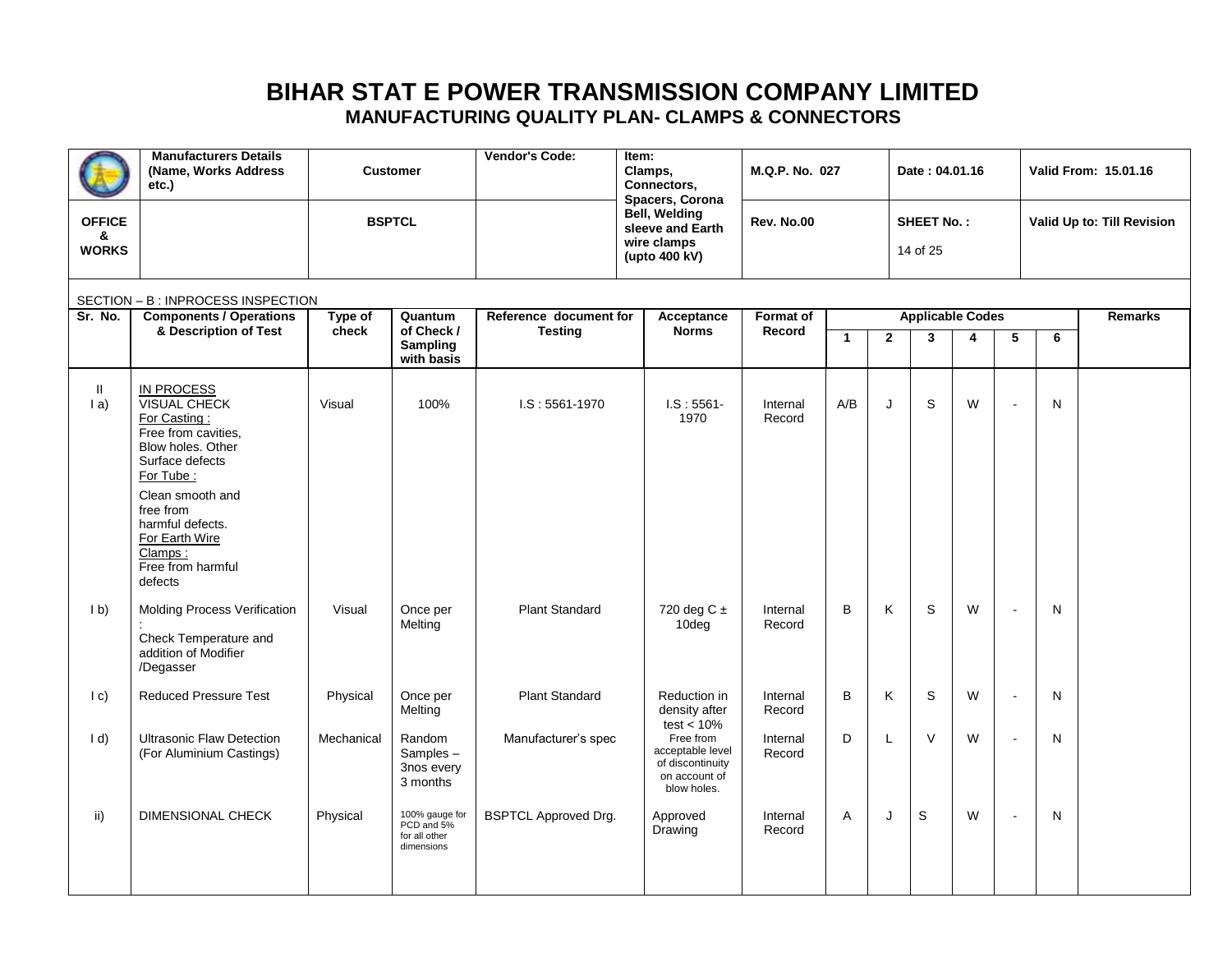# BIHAR STAT E POWER TRANSMISSION COMPANY LIMITED

## MANUFACTURING QUALITY PLAN- CLAMPS & CONNECTORS

| | Manufacturers Details (Name, Works Address etc.) | Customer | Vendor's Code: | Item: Clamps, Connectors, Spacers, Corona Bell, Welding sleeve and Earth wire clamps (upto 400 kV) | M.Q.P. No. 027 | Date : 04.01.16 | Valid From: 15.01.16 |
|---|---|---|---|---|---|---|---|
| OFFICE & WORKS | | BSPTCL | | | Rev. No.00 | SHEET No. : 14 of 25 | Valid Up to: Till Revision |

SECTION – B : INPROCESS INSPECTION

| Sr. No. | Components / Operations & Description of Test | Type of check | Quantum of Check / Sampling with basis | Reference document for Testing | Acceptance Norms | Format of Record | Applicable Codes | | | | | | Remarks |
|---|---|---|---|---|---|---|---|---|---|---|---|---|---|
| | | | | | | | 1 | 2 | 3 | 4 | 5 | 6 | |
| II<br>I a) | IN PROCESS<br>VISUAL CHECK<br>For Casting :<br>Free from cavities, Blow holes. Other Surface defects<br>For Tube :<br>Clean smooth and free from harmful defects.<br>For Earth Wire Clamps :<br>Free from harmful defects | Visual | 100% | I.S : 5561-1970 | I.S : 5561-1970 | Internal Record | A/B | J | S | W | - | N | |
| I b) | Molding Process Verification :<br>Check Temperature and addition of Modifier /Degasser | Visual | Once per Melting | Plant Standard | 720 deg C ± 10deg | Internal Record | B | K | S | W | - | N | |
| I c) | Reduced Pressure Test | Physical | Once per Melting | Plant Standard | Reduction in density after test < 10% | Internal Record | B | K | S | W | - | N | |
| I d) | Ultrasonic Flaw Detection (For Aluminium Castings) | Mechanical | Random Samples – 3nos every 3 months | Manufacturer's spec | Free from acceptable level of discontinuity on account of blow holes. | Internal Record | D | L | V | W | - | N | |
| ii) | DIMENSIONAL CHECK | Physical | 100% gauge for PCD and 5% for all other dimensions | BSPTCL Approved Drg. | Approved Drawing | Internal Record | A | J | S | W | - | N | |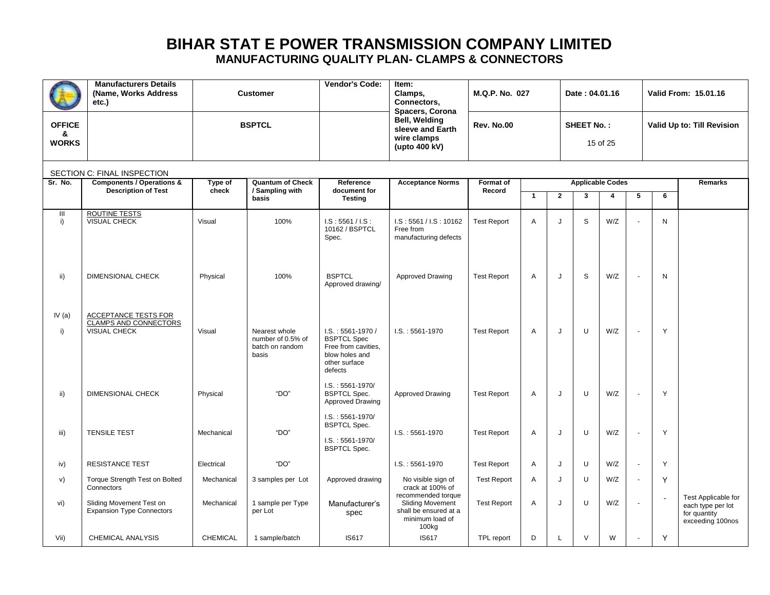# BIHAR STAT E POWER TRANSMISSION COMPANY LIMITED

## MANUFACTURING QUALITY PLAN- CLAMPS & CONNECTORS

| | Manufacturers Details (Name, Works Address etc.) | Customer | Vendor's Code: | Item: Clamps, Connectors, Spacers, Corona Bell, Welding sleeve and Earth wire clamps (upto 400 kV) | M.Q.P. No. 027 | Date : 04.01.16 | Valid From: 15.01.16 |
|---|---|---|---|---|---|---|---|
| OFFICE & WORKS | | BSPTCL | | | Rev. No.00 | SHEET No. : 15 of 25 | Valid Up to: Till Revision |

SECTION C: FINAL INSPECTION

| Sr. No. | Components / Operations & Description of Test | Type of check | Quantum of Check / Sampling with basis | Reference document for Testing | Acceptance Norms | Format of Record | Applicable Codes | | | | | | Remarks |
|---|---|---|---|---|---|---|---|---|---|---|---|---|---|
| | | | | | | | 1 | 2 | 3 | 4 | 5 | 6 | |
| III | ROUTINE TESTS | | | | | | | | | | | | |
| i) | VISUAL CHECK | Visual | 100% | I.S : 5561 / I.S : 10162 / BSPTCL Spec. | I.S : 5561 / I.S : 10162 Free from manufacturing defects | Test Report | A | J | S | W/Z | - | N | |
| ii) | DIMENSIONAL CHECK | Physical | 100% | BSPTCL Approved drawing/ | Approved Drawing | Test Report | A | J | S | W/Z | - | N | |
| IV (a) | ACCEPTANCE TESTS FOR CLAMPS AND CONNECTORS | | | | | | | | | | | | |
| i) | VISUAL CHECK | Visual | Nearest whole number of 0.5% of batch on random basis | I.S. : 5561-1970 / BSPTCL Spec Free from cavities, blow holes and other surface defects | I.S. : 5561-1970 | Test Report | A | J | U | W/Z | - | Y | |
| ii) | DIMENSIONAL CHECK | Physical | "DO" | I.S. : 5561-1970/ BSPTCL Spec. Approved Drawing | Approved Drawing | Test Report | A | J | U | W/Z | - | Y | |
| iii) | TENSILE TEST | Mechanical | "DO" | I.S. : 5561-1970/ BSPTCL Spec. | I.S. : 5561-1970 | Test Report | A | J | U | W/Z | - | Y | |
| iv) | RESISTANCE TEST | Electrical | "DO" | I.S. : 5561-1970/ BSPTCL Spec. | I.S. : 5561-1970 | Test Report | A | J | U | W/Z | - | Y | |
| v) | Torque Strength Test on Bolted Connectors | Mechanical | 3 samples per Lot | Approved drawing | No visible sign of crack at 100% of recommended torque | Test Report | A | J | U | W/Z | - | Y | |
| vi) | Sliding Movement Test on Expansion Type Connectors | Mechanical | 1 sample per Type per Lot | Manufacturer's spec | Sliding Movement shall be ensured at a minimum load of 100kg | Test Report | A | J | U | W/Z | - | - | Test Applicable for each type per lot for quantity exceeding 100nos |
| Vii) | CHEMICAL ANALYSIS | CHEMICAL | 1 sample/batch | IS617 | IS617 | TPL report | D | L | V | W | - | Y | |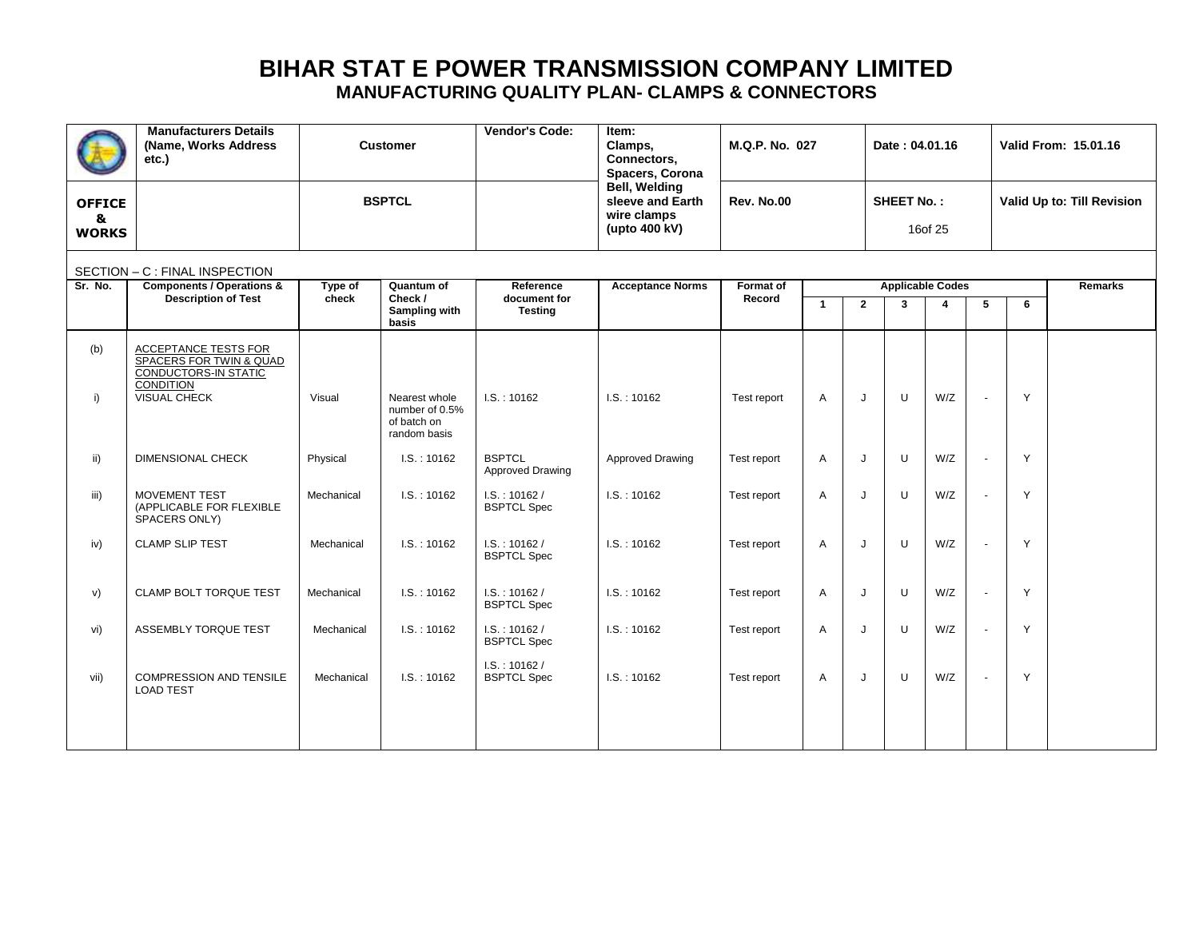# BIHAR STAT E POWER TRANSMISSION COMPANY LIMITED

## MANUFACTURING QUALITY PLAN- CLAMPS & CONNECTORS

| | Manufacturers Details (Name, Works Address etc.) | Customer | Vendor's Code: | Item: Clamps, Connectors, Spacers, Corona Bell, Welding sleeve and Earth wire clamps (upto 400 kV) | M.Q.P. No. 027 | Date : 04.01.16 | Valid From: 15.01.16 |
|---|---|---|---|---|---|---|---|
| OFFICE & WORKS | | BSPTCL | | | Rev. No.00 | SHEET No. : 16of 25 | Valid Up to: Till Revision |

SECTION – C : FINAL INSPECTION

| Sr. No. | Components / Operations & Description of Test | Type of check | Quantum of Check / Sampling with basis | Reference document for Testing | Acceptance Norms | Format of Record | Applicable Codes | | | | | | Remarks |
|---|---|---|---|---|---|---|---|---|---|---|---|---|---|
| | | | | | | | 1 | 2 | 3 | 4 | 5 | 6 | |
| (b) | ACCEPTANCE TESTS FOR SPACERS FOR TWIN & QUAD CONDUCTORS-IN STATIC CONDITION | | | | | | | | | | | | |
| i) | VISUAL CHECK | Visual | Nearest whole number of 0.5% of batch on random basis | I.S. : 10162 | I.S. : 10162 | Test report | A | J | U | W/Z | - | Y | |
| ii) | DIMENSIONAL CHECK | Physical | I.S. : 10162 | BSPTCL Approved Drawing | Approved Drawing | Test report | A | J | U | W/Z | - | Y | |
| iii) | MOVEMENT TEST (APPLICABLE FOR FLEXIBLE SPACERS ONLY) | Mechanical | I.S. : 10162 | I.S. : 10162 / BSPTCL Spec | I.S. : 10162 | Test report | A | J | U | W/Z | - | Y | |
| iv) | CLAMP SLIP TEST | Mechanical | I.S. : 10162 | I.S. : 10162 / BSPTCL Spec | I.S. : 10162 | Test report | A | J | U | W/Z | - | Y | |
| v) | CLAMP BOLT TORQUE TEST | Mechanical | I.S. : 10162 | I.S. : 10162 / BSPTCL Spec | I.S. : 10162 | Test report | A | J | U | W/Z | - | Y | |
| vi) | ASSEMBLY TORQUE TEST | Mechanical | I.S. : 10162 | I.S. : 10162 / BSPTCL Spec | I.S. : 10162 | Test report | A | J | U | W/Z | - | Y | |
| vii) | COMPRESSION AND TENSILE LOAD TEST | Mechanical | I.S. : 10162 | I.S. : 10162 / BSPTCL Spec | I.S. : 10162 | Test report | A | J | U | W/Z | - | Y | |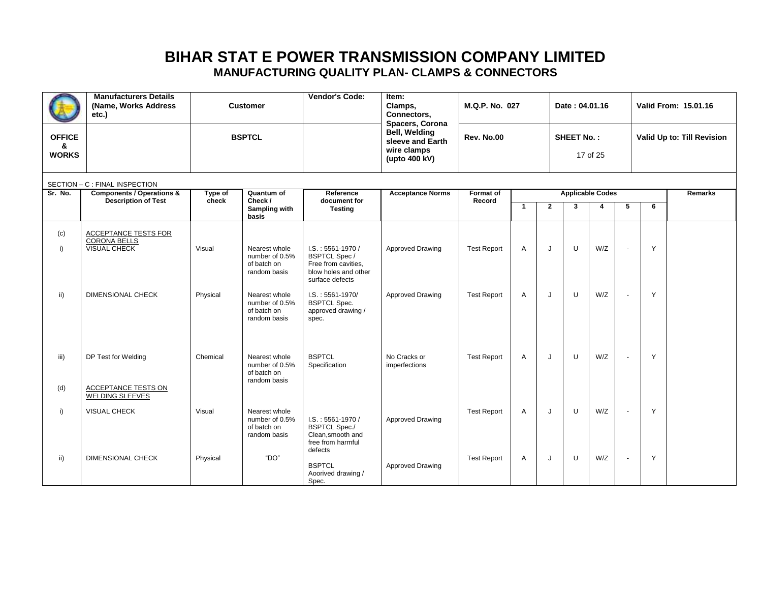# BIHAR STAT E POWER TRANSMISSION COMPANY LIMITED

## MANUFACTURING QUALITY PLAN- CLAMPS & CONNECTORS

| | Manufacturers Details (Name, Works Address etc.) | Customer | Vendor's Code: | Item: Clamps, Connectors, Spacers, Corona Bell, Welding sleeve and Earth wire clamps (upto 400 kV) | M.Q.P. No. 027 | Date : 04.01.16 | Valid From: 15.01.16 |
|---|---|---|---|---|---|---|---|
| OFFICE & WORKS | | BSPTCL | | | Rev. No.00 | SHEET No. : 17 of 25 | Valid Up to: Till Revision |

SECTION – C : FINAL INSPECTION

| Sr. No. | Components / Operations & Description of Test | Type of check | Quantum of Check / Sampling with basis | Reference document for Testing | Acceptance Norms | Format of Record | Applicable Codes | | | | | | Remarks |
|---|---|---|---|---|---|---|---|---|---|---|---|---|---|
| | | | | | | | 1 | 2 | 3 | 4 | 5 | 6 | |
| (c) | ACCEPTANCE TESTS FOR CORONA BELLS | | | | | | | | | | | | |
| i) | VISUAL CHECK | Visual | Nearest whole number of 0.5% of batch on random basis | I.S. : 5561-1970 / BSPTCL Spec / Free from cavities, blow holes and other surface defects | Approved Drawing | Test Report | A | J | U | W/Z | - | Y | |
| ii) | DIMENSIONAL CHECK | Physical | Nearest whole number of 0.5% of batch on random basis | I.S. : 5561-1970/ BSPTCL Spec. approved drawing / spec. | Approved Drawing | Test Report | A | J | U | W/Z | - | Y | |
| iii) | DP Test for Welding | Chemical | Nearest whole number of 0.5% of batch on random basis | BSPTCL Specification | No Cracks or imperfections | Test Report | A | J | U | W/Z | - | Y | |
| (d) | ACCEPTANCE TESTS ON WELDING SLEEVES | | | | | | | | | | | | |
| i) | VISUAL CHECK | Visual | Nearest whole number of 0.5% of batch on random basis | I.S. : 5561-1970 / BSPTCL Spec./ Clean,smooth and free from harmful defects | Approved Drawing | Test Report | A | J | U | W/Z | - | Y | |
| ii) | DIMENSIONAL CHECK | Physical | "DO" | BSPTCL Aoorived drawing / Spec. | Approved Drawing | Test Report | A | J | U | W/Z | - | Y | |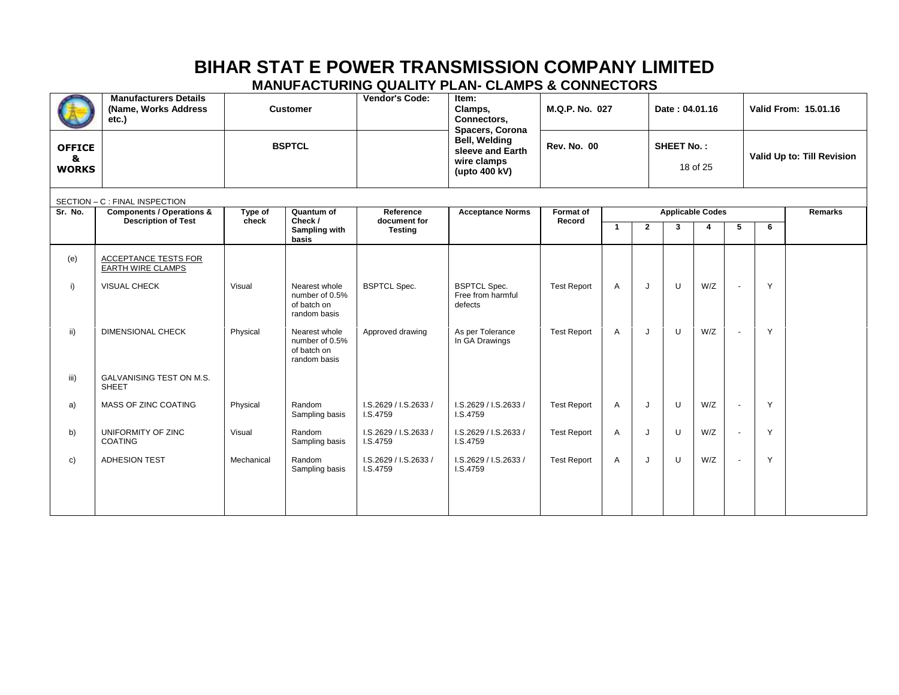# BIHAR STAT E POWER TRANSMISSION COMPANY LIMITED

## MANUFACTURING QUALITY PLAN- CLAMPS & CONNECTORS

| | Manufacturers Details (Name, Works Address etc.) | Customer | Vendor's Code: | Item: Clamps, Connectors, Spacers, Corona Bell, Welding sleeve and Earth wire clamps (upto 400 kV) | M.Q.P. No. 027 | Date : 04.01.16 | Valid From: 15.01.16 |
|---|---|---|---|---|---|---|---|
| **OFFICE & WORKS** | | BSPTCL | | | Rev. No. 00 | SHEET No. : 18 of 25 | Valid Up to: Till Revision |

SECTION – C : FINAL INSPECTION

| Sr. No. | Components / Operations & Description of Test | Type of check | Quantum of Check / Sampling with basis | Reference document for Testing | Acceptance Norms | Format of Record | Applicable Codes | | | | | | Remarks |
|---|---|---|---|---|---|---|---|---|---|---|---|---|---|
| | | | | | | | 1 | 2 | 3 | 4 | 5 | 6 | |
| (e) | ACCEPTANCE TESTS FOR EARTH WIRE CLAMPS | | | | | | | | | | | | |
| i) | VISUAL CHECK | Visual | Nearest whole number of 0.5% of batch on random basis | BSPTCL Spec. | BSPTCL Spec. Free from harmful defects | Test Report | A | J | U | W/Z | - | Y | |
| ii) | DIMENSIONAL CHECK | Physical | Nearest whole number of 0.5% of batch on random basis | Approved drawing | As per Tolerance In GA Drawings | Test Report | A | J | U | W/Z | - | Y | |
| iii) | GALVANISING TEST ON M.S. SHEET | | | | | | | | | | | | |
| a) | MASS OF ZINC COATING | Physical | Random Sampling basis | I.S.2629 / I.S.2633 / I.S.4759 | I.S.2629 / I.S.2633 / I.S.4759 | Test Report | A | J | U | W/Z | - | Y | |
| b) | UNIFORMITY OF ZINC COATING | Visual | Random Sampling basis | I.S.2629 / I.S.2633 / I.S.4759 | I.S.2629 / I.S.2633 / I.S.4759 | Test Report | A | J | U | W/Z | - | Y | |
| c) | ADHESION TEST | Mechanical | Random Sampling basis | I.S.2629 / I.S.2633 / I.S.4759 | I.S.2629 / I.S.2633 / I.S.4759 | Test Report | A | J | U | W/Z | - | Y | |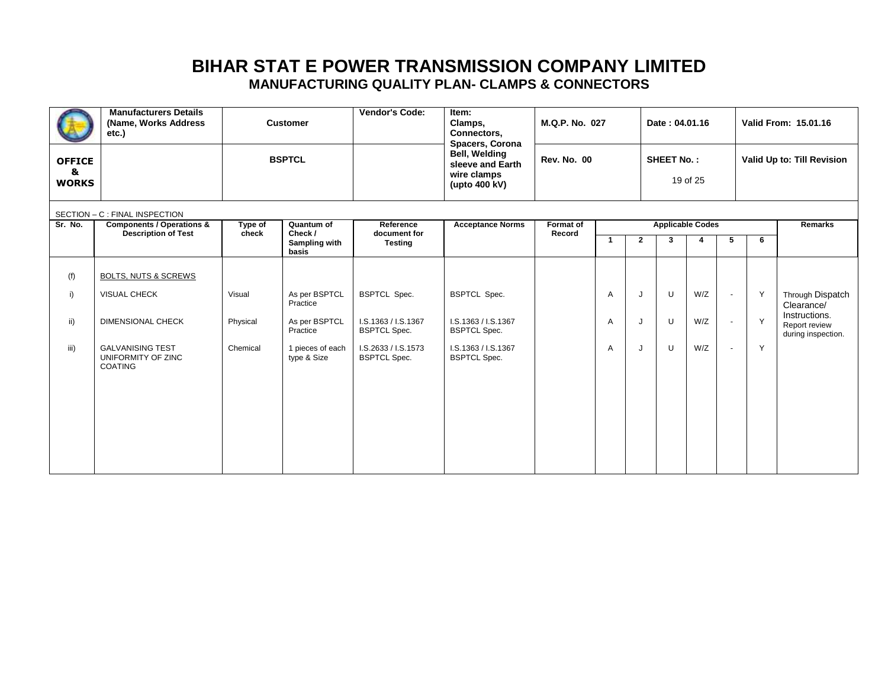# BIHAR STAT E POWER TRANSMISSION COMPANY LIMITED

## MANUFACTURING QUALITY PLAN- CLAMPS & CONNECTORS

| | Manufacturers Details (Name, Works Address etc.) | Customer | Vendor's Code: | Item: Clamps, Connectors, Spacers, Corona Bell, Welding sleeve and Earth wire clamps (upto 400 kV) | M.Q.P. No. 027 | Date : 04.01.16 | Valid From: 15.01.16 |
|---|---|---|---|---|---|---|---|
| **OFFICE & WORKS** | | BSPTCL | | | Rev. No. 00 | SHEET No. : 19 of 25 | Valid Up to: Till Revision |

SECTION – C : FINAL INSPECTION

| Sr. No. | Components / Operations & Description of Test | Type of check | Quantum of Check / Sampling with basis | Reference document for Testing | Acceptance Norms | Format of Record | Applicable Codes | | | | | | Remarks |
|---|---|---|---|---|---|---|---|---|---|---|---|---|---|
| | | | | | | | 1 | 2 | 3 | 4 | 5 | 6 | |
| (f) | BOLTS, NUTS & SCREWS | | | | | | | | | | | | |
| i) | VISUAL CHECK | Visual | As per BSPTCL Practice | BSPTCL Spec. | BSPTCL Spec. | | A | J | U | W/Z | - | Y | Through Dispatch Clearance/ Instructions. Report review during inspection. |
| ii) | DIMENSIONAL CHECK | Physical | As per BSPTCL Practice | I.S.1363 / I.S.1367 BSPTCL Spec. | I.S.1363 / I.S.1367 BSPTCL Spec. | | A | J | U | W/Z | - | Y | |
| iii) | GALVANISING TEST UNIFORMITY OF ZINC COATING | Chemical | 1 pieces of each type & Size | I.S.2633 / I.S.1573 BSPTCL Spec. | I.S.1363 / I.S.1367 BSPTCL Spec. | | A | J | U | W/Z | - | Y | |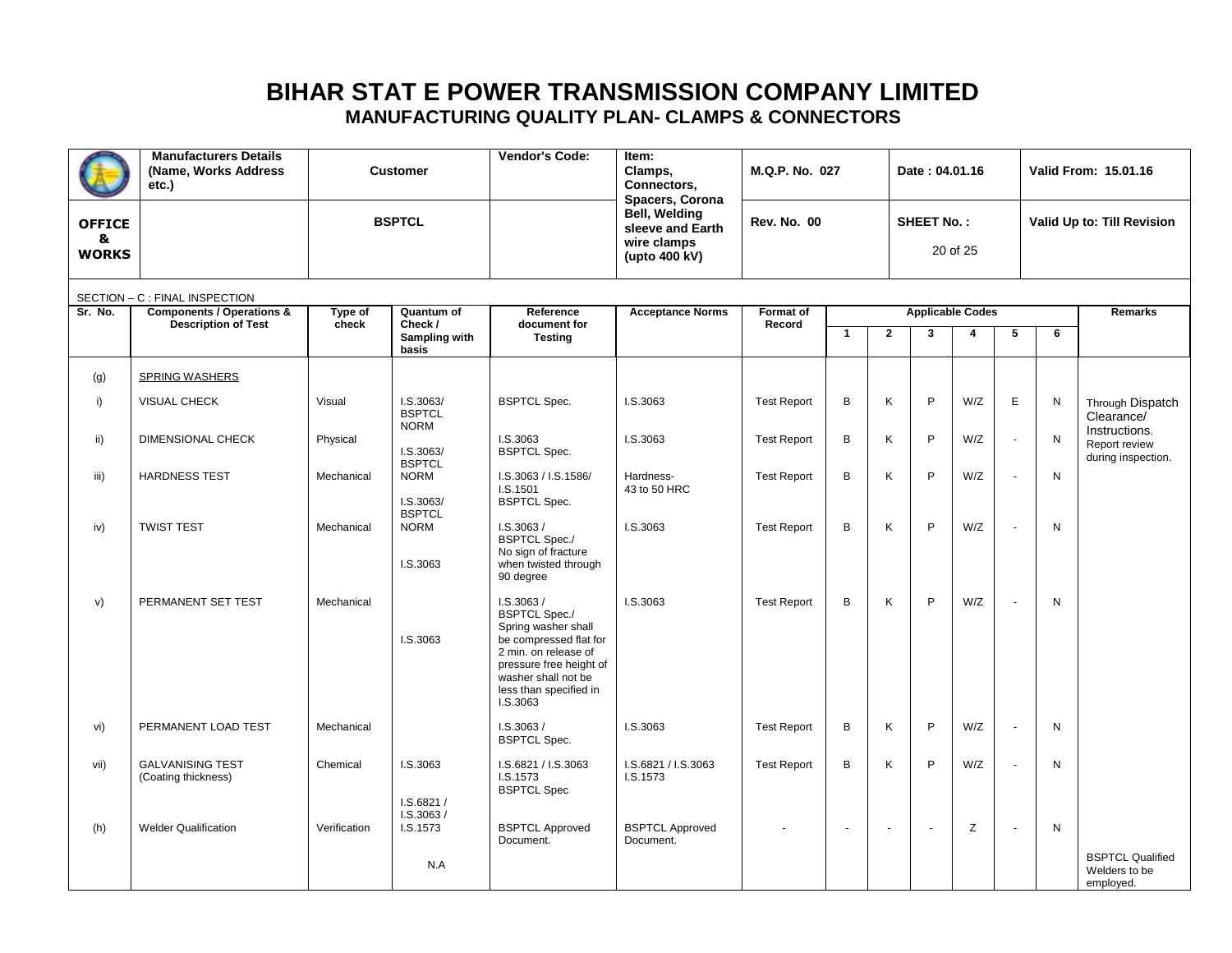# BIHAR STAT E POWER TRANSMISSION COMPANY LIMITED

## MANUFACTURING QUALITY PLAN- CLAMPS & CONNECTORS

| | Manufacturers Details (Name, Works Address etc.) | Customer | Vendor's Code: | Item: Clamps, Connectors, Spacers, Corona Bell, Welding sleeve and Earth wire clamps (upto 400 kV) | M.Q.P. No. 027 | Date : 04.01.16 | Valid From: 15.01.16 |
|---|---|---|---|---|---|---|---|
| **OFFICE & WORKS** | | **BSPTCL** | | | Rev. No. 00 | SHEET No. : 20 of 25 | Valid Up to: Till Revision |

SECTION – C : FINAL INSPECTION

| Sr. No. | Components / Operations & Description of Test | Type of check | Quantum of Check / Sampling with basis | Reference document for Testing | Acceptance Norms | Format of Record | Applicable Codes | | | | | | Remarks |
|---|---|---|---|---|---|---|---|---|---|---|---|---|---|
| | | | | | | | 1 | 2 | 3 | 4 | 5 | 6 | |
| (g) | SPRING WASHERS | | | | | | | | | | | | |
| i) | VISUAL CHECK | Visual | I.S.3063/ BSPTCL NORM | BSPTCL Spec. | I.S.3063 | Test Report | B | K | P | W/Z | E | N | Through Dispatch Clearance/ Instructions. Report review during inspection. |
| ii) | DIMENSIONAL CHECK | Physical | I.S.3063/ BSPTCL NORM | I.S.3063 BSPTCL Spec. | I.S.3063 | Test Report | B | K | P | W/Z | - | N | |
| iii) | HARDNESS TEST | Mechanical | I.S.3063/ BSPTCL NORM | I.S.3063 / I.S.1586/ I.S.1501 BSPTCL Spec. | Hardness- 43 to 50 HRC | Test Report | B | K | P | W/Z | - | N | |
| iv) | TWIST TEST | Mechanical | I.S.3063 | I.S.3063 / BSPTCL Spec./ No sign of fracture when twisted through 90 degree | I.S.3063 | Test Report | B | K | P | W/Z | - | N | |
| v) | PERMANENT SET TEST | Mechanical | I.S.3063 | I.S.3063 / BSPTCL Spec./ Spring washer shall be compressed flat for 2 min. on release of pressure free height of washer shall not be less than specified in I.S.3063 | I.S.3063 | Test Report | B | K | P | W/Z | - | N | |
| vi) | PERMANENT LOAD TEST | Mechanical | | I.S.3063 / BSPTCL Spec. | I.S.3063 | Test Report | B | K | P | W/Z | - | N | |
| vii) | GALVANISING TEST (Coating thickness) | Chemical | I.S.3063 | I.S.6821 / I.S.3063 I.S.1573 BSPTCL Spec | I.S.6821 / I.S.3063 I.S.1573 | Test Report | B | K | P | W/Z | - | N | |
| | | | I.S.6821 / I.S.3063 / I.S.1573 | | | | | | | | | | |
| (h) | Welder Qualification | Verification | N.A | BSPTCL Approved Document. | BSPTCL Approved Document. | - | - | - | - | Z | - | N | BSPTCL Qualified Welders to be employed. |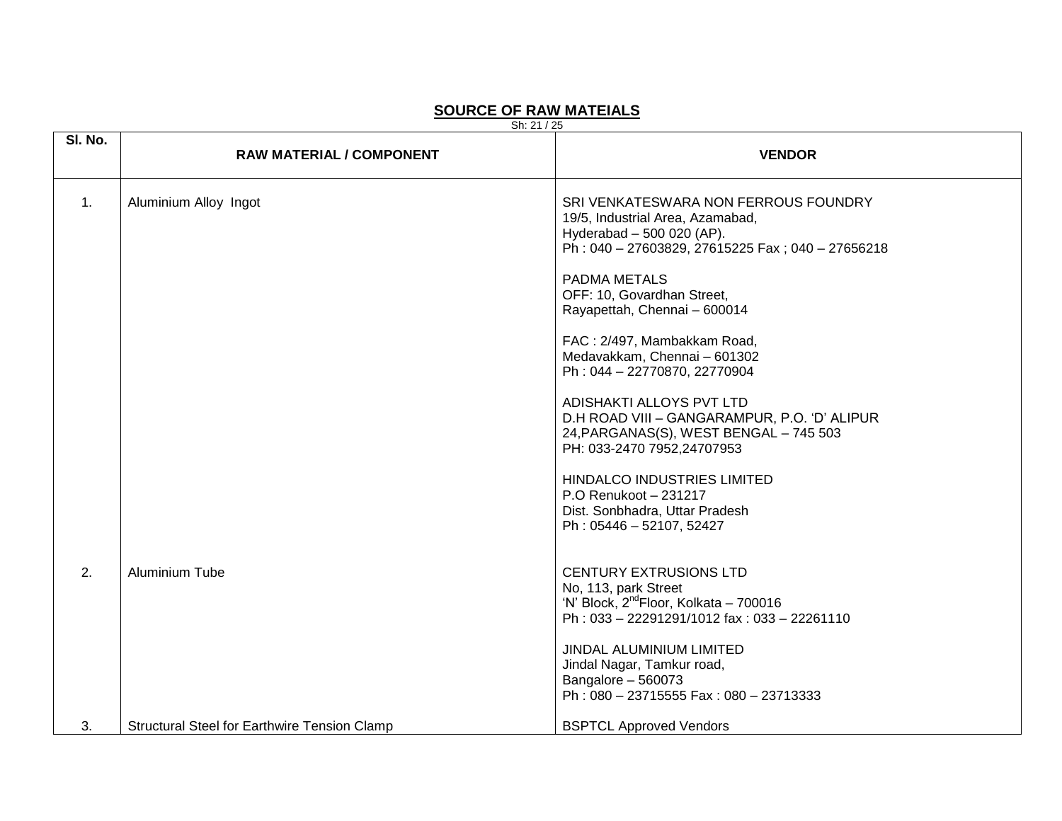## SOURCE OF RAW MATEIALS

| Sl. No. | RAW MATERIAL / COMPONENT | VENDOR |
|---|---|---|
| 1. | Aluminium Alloy Ingot | SRI VENKATESWARA NON FERROUS FOUNDRY<br>19/5, Industrial Area, Azamabad,<br>Hyderabad – 500 020 (AP).<br>Ph : 040 – 27603829, 27615225 Fax ; 040 – 27656218<br><br>PADMA METALS<br>OFF: 10, Govardhan Street,<br>Rayapettah, Chennai – 600014<br><br>FAC : 2/497, Mambakkam Road,<br>Medavakkam, Chennai – 601302<br>Ph : 044 – 22770870, 22770904<br><br>ADISHAKTI ALLOYS PVT LTD<br>D.H ROAD VIII – GANGARAMPUR, P.O. 'D' ALIPUR<br>24,PARGANAS(S), WEST BENGAL – 745 503<br>PH: 033-2470 7952,24707953<br><br>HINDALCO INDUSTRIES LIMITED<br>P.O Renukoot – 231217<br>Dist. Sonbhadra, Uttar Pradesh<br>Ph : 05446 – 52107, 52427 |
| 2. | Aluminium Tube | CENTURY EXTRUSIONS LTD<br>No, 113, park Street<br>'N' Block, 2nd Floor, Kolkata – 700016<br>Ph : 033 – 22291291/1012 fax : 033 – 22261110<br><br>JINDAL ALUMINIUM LIMITED<br>Jindal Nagar, Tamkur road,<br>Bangalore – 560073<br>Ph : 080 – 23715555 Fax : 080 – 23713333 |
| 3. | Structural Steel for Earthwire Tension Clamp | BSPTCL Approved Vendors |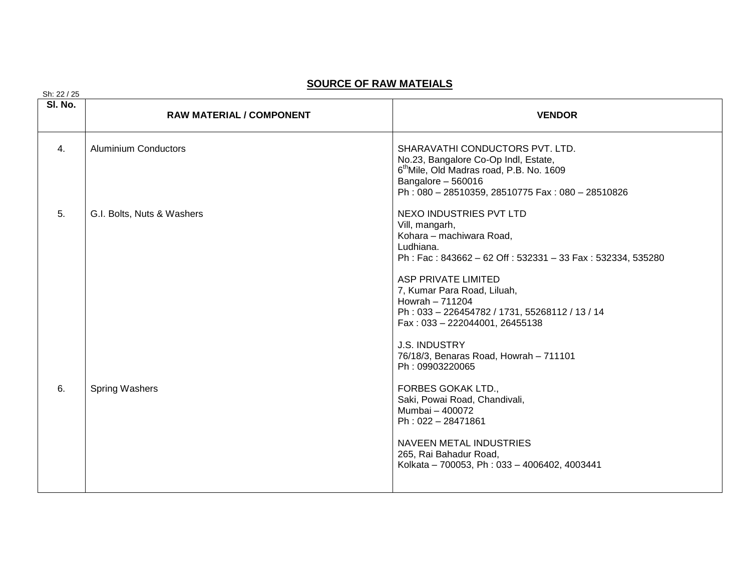## SOURCE OF RAW MATEIALS

| Sl. No. | RAW MATERIAL / COMPONENT | VENDOR |
|---|---|---|
| 4. | Aluminium Conductors | SHARAVATHI CONDUCTORS PVT. LTD.<br>No.23, Bangalore Co-Op Indl, Estate,<br>6[th]Mile, Old Madras road, P.B. No. 1609<br>Bangalore – 560016<br>Ph : 080 – 28510359, 28510775 Fax : 080 – 28510826 |
| 5. | G.I. Bolts, Nuts & Washers | NEXO INDUSTRIES PVT LTD<br>Vill, mangarh,<br>Kohara – machiwara Road,<br>Ludhiana.<br>Ph : Fac : 843662 – 62 Off : 532331 – 33 Fax : 532334, 535280<br><br>ASP PRIVATE LIMITED<br>7, Kumar Para Road, Liluah,<br>Howrah – 711204<br>Ph : 033 – 226454782 / 1731, 55268112 / 13 / 14<br>Fax : 033 – 222044001, 26455138<br><br>J.S. INDUSTRY<br>76/18/3, Benaras Road, Howrah – 711101<br>Ph : 09903220065 |
| 6. | Spring Washers | FORBES GOKAK LTD.,<br>Saki, Powai Road, Chandivali,<br>Mumbai – 400072<br>Ph : 022 – 28471861<br><br>NAVEEN METAL INDUSTRIES<br>265, Rai Bahadur Road,<br>Kolkata – 700053, Ph : 033 – 4006402, 4003441 |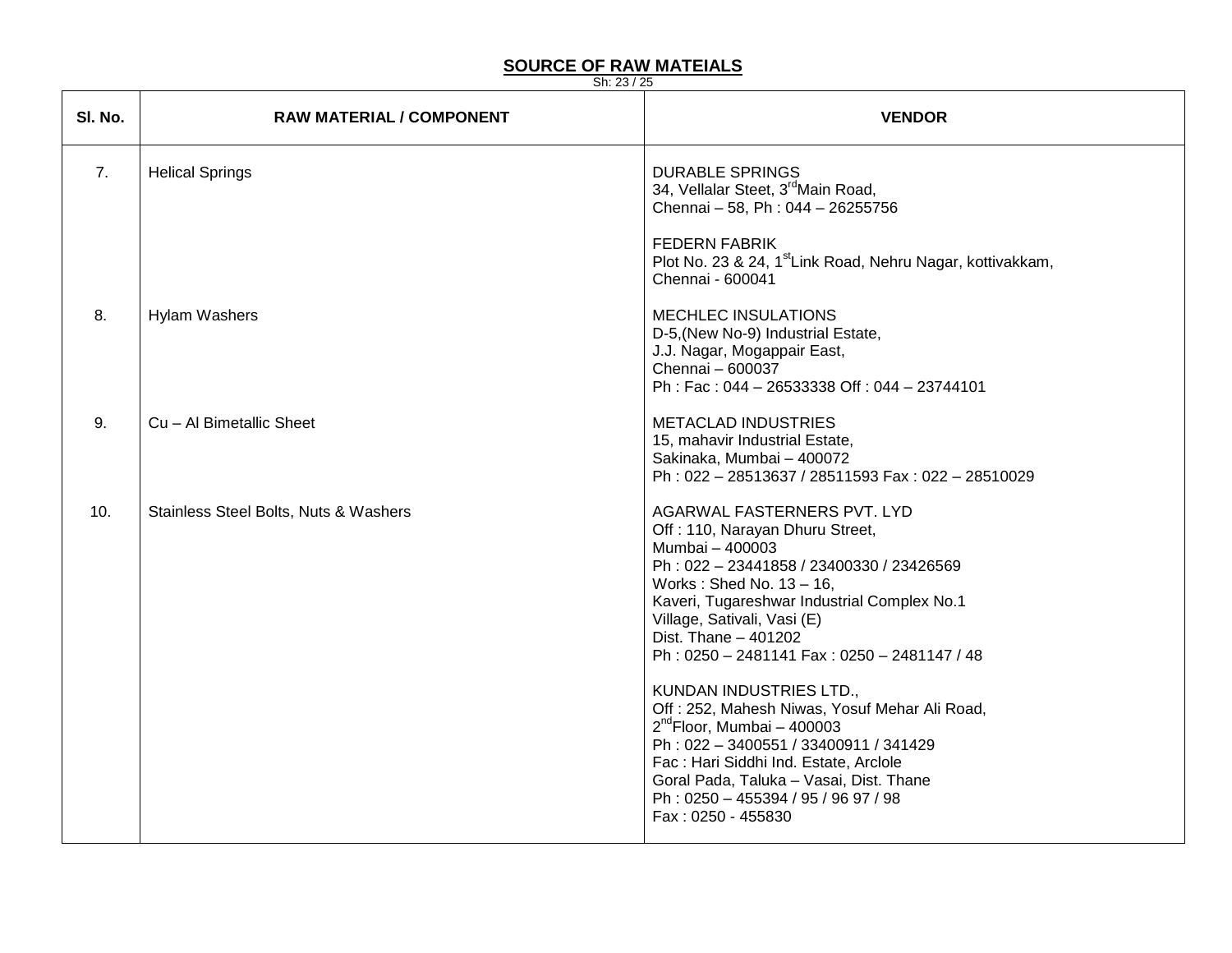## SOURCE OF RAW MATEIALS

| Sl. No. | RAW MATERIAL / COMPONENT | VENDOR |
|---|---|---|
| 7. | Helical Springs | DURABLE SPRINGS<br>34, Vellalar Steet, 3rd Main Road,<br>Chennai – 58, Ph : 044 – 26255756<br><br>FEDERN FABRIK<br>Plot No. 23 & 24, 1st Link Road, Nehru Nagar, kottivakkam,<br>Chennai - 600041 |
| 8. | Hylam Washers | MECHLEC INSULATIONS<br>D-5,(New No-9) Industrial Estate,<br>J.J. Nagar, Mogappair East,<br>Chennai – 600037<br>Ph : Fac : 044 – 26533338 Off : 044 – 23744101 |
| 9. | Cu – Al Bimetallic Sheet | METACLAD INDUSTRIES<br>15, mahavir Industrial Estate,<br>Sakinaka, Mumbai – 400072<br>Ph : 022 – 28513637 / 28511593 Fax : 022 – 28510029 |
| 10. | Stainless Steel Bolts, Nuts & Washers | AGARWAL FASTERNERS PVT. LYD<br>Off : 110, Narayan Dhuru Street,<br>Mumbai – 400003<br>Ph : 022 – 23441858 / 23400330 / 23426569<br>Works : Shed No. 13 – 16,<br>Kaveri, Tugareshwar Industrial Complex No.1<br>Village, Sativali, Vasi (E)<br>Dist. Thane – 401202<br>Ph : 0250 – 2481141 Fax : 0250 – 2481147 / 48<br><br>KUNDAN INDUSTRIES LTD.,<br>Off : 252, Mahesh Niwas, Yosuf Mehar Ali Road,<br>2nd Floor, Mumbai – 400003<br>Ph : 022 – 3400551 / 33400911 / 341429<br>Fac : Hari Siddhi Ind. Estate, Arclole<br>Goral Pada, Taluka – Vasai, Dist. Thane<br>Ph : 0250 – 455394 / 95 / 96 97 / 98<br>Fax : 0250 - 455830 |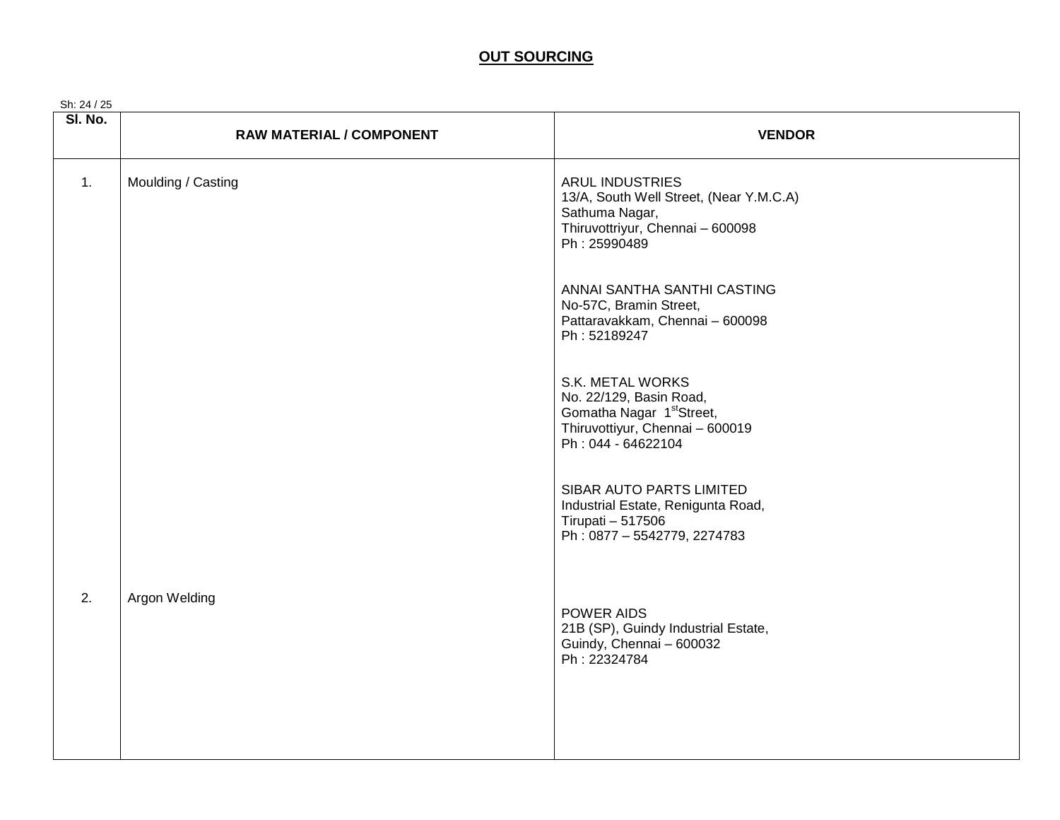## OUT SOURCING

| Sl. No. | RAW MATERIAL / COMPONENT | VENDOR |
|---|---|---|
| 1. | Moulding / Casting | ARUL INDUSTRIES<br>13/A, South Well Street, (Near Y.M.C.A)<br>Sathuma Nagar,<br>Thiruvottriyur, Chennai – 600098<br>Ph : 25990489<br><br>ANNAI SANTHA SANTHI CASTING<br>No-57C, Bramin Street,<br>Pattaravakkam, Chennai – 600098<br>Ph : 52189247<br><br>S.K. METAL WORKS<br>No. 22/129, Basin Road,<br>Gomatha Nagar 1st Street,<br>Thiruvottiyur, Chennai – 600019<br>Ph : 044 - 64622104<br><br>SIBAR AUTO PARTS LIMITED<br>Industrial Estate, Renigunta Road,<br>Tirupati – 517506<br>Ph : 0877 – 5542779, 2274783 |
| 2. | Argon Welding | POWER AIDS<br>21B (SP), Guindy Industrial Estate,<br>Guindy, Chennai – 600032<br>Ph : 22324784 |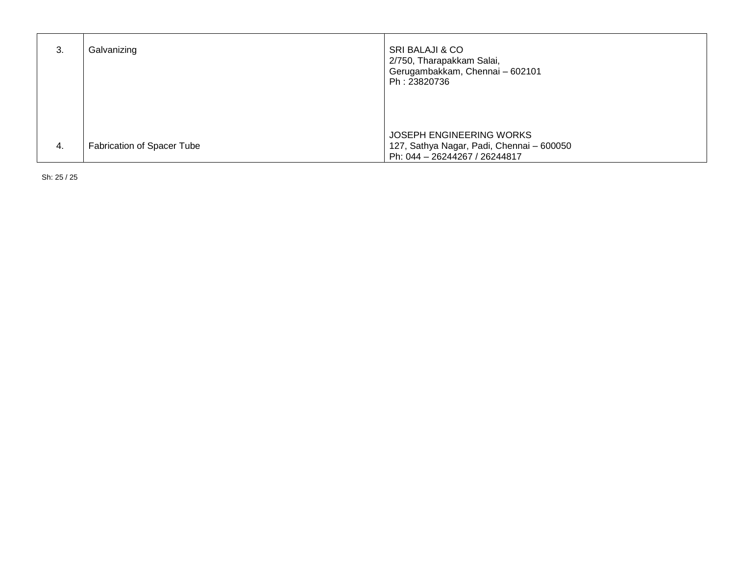| | | |
|---|---|---|
| 3. | Galvanizing | SRI BALAJI & CO<br>2/750, Tharapakkam Salai,<br>Gerugambakkam, Chennai – 602101<br>Ph : 23820736 |
| 4. | Fabrication of Spacer Tube | JOSEPH ENGINEERING WORKS<br>127, Sathya Nagar, Padi, Chennai – 600050<br>Ph: 044 – 26244267 / 26244817 |